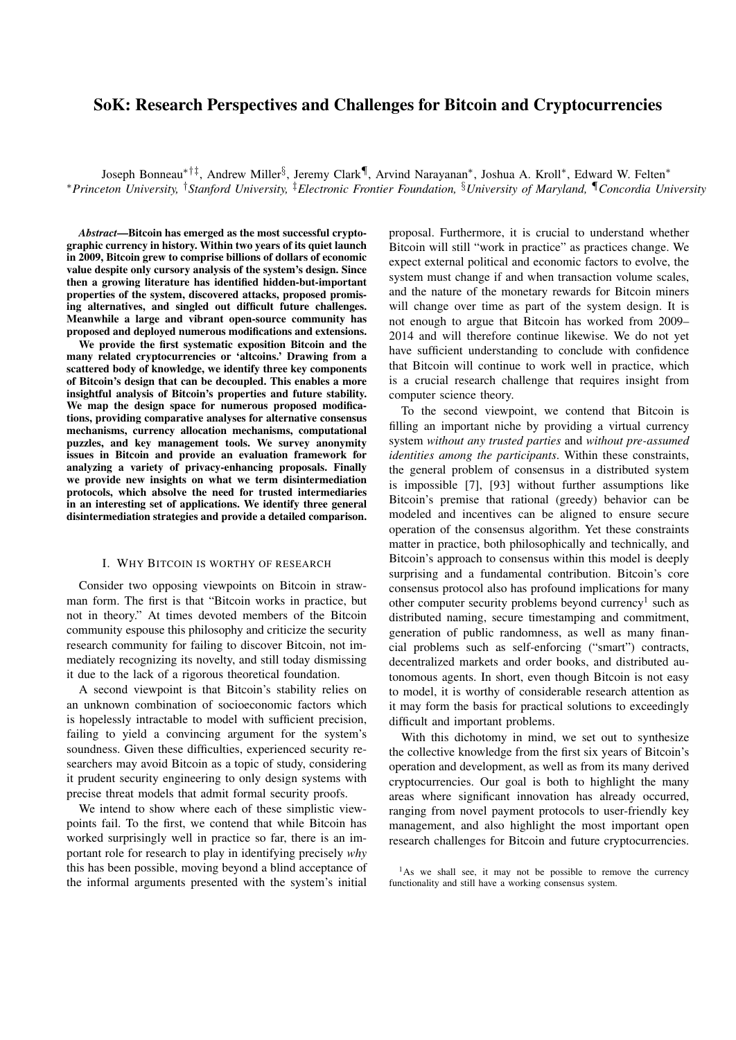# SoK: Research Perspectives and Challenges for Bitcoin and Cryptocurrencies

Joseph Bonneau[\*†‡], Andrew Miller[§], Jeremy Clark[¶], Arvind Narayanan[\*], Joshua A. Kroll[\*], Edward W. Felten[\*]
[\*]*Princeton University,* [†]*Stanford University,* [‡]*Electronic Frontier Foundation,* [§]*University of Maryland,* [¶]*Concordia University*

***Abstract*—Bitcoin has emerged as the most successful cryptographic currency in history. Within two years of its quiet launch in 2009, Bitcoin grew to comprise billions of dollars of economic value despite only cursory analysis of the system's design. Since then a growing literature has identified hidden-but-important properties of the system, discovered attacks, proposed promising alternatives, and singled out difficult future challenges. Meanwhile a large and vibrant open-source community has proposed and deployed numerous modifications and extensions.**

**We provide the first systematic exposition Bitcoin and the many related cryptocurrencies or 'altcoins.' Drawing from a scattered body of knowledge, we identify three key components of Bitcoin's design that can be decoupled. This enables a more insightful analysis of Bitcoin's properties and future stability. We map the design space for numerous proposed modifications, providing comparative analyses for alternative consensus mechanisms, currency allocation mechanisms, computational puzzles, and key management tools. We survey anonymity issues in Bitcoin and provide an evaluation framework for analyzing a variety of privacy-enhancing proposals. Finally we provide new insights on what we term disintermediation protocols, which absolve the need for trusted intermediaries in an interesting set of applications. We identify three general disintermediation strategies and provide a detailed comparison.**

## I. Why Bitcoin is worthy of research

Consider two opposing viewpoints on Bitcoin in straw-man form. The first is that "Bitcoin works in practice, but not in theory." At times devoted members of the Bitcoin community espouse this philosophy and criticize the security research community for failing to discover Bitcoin, not immediately recognizing its novelty, and still today dismissing it due to the lack of a rigorous theoretical foundation.

A second viewpoint is that Bitcoin's stability relies on an unknown combination of socioeconomic factors which is hopelessly intractable to model with sufficient precision, failing to yield a convincing argument for the system's soundness. Given these difficulties, experienced security researchers may avoid Bitcoin as a topic of study, considering it prudent security engineering to only design systems with precise threat models that admit formal security proofs.

We intend to show where each of these simplistic viewpoints fail. To the first, we contend that while Bitcoin has worked surprisingly well in practice so far, there is an important role for research to play in identifying precisely *why* this has been possible, moving beyond a blind acceptance of the informal arguments presented with the system's initial proposal. Furthermore, it is crucial to understand whether Bitcoin will still "work in practice" as practices change. We expect external political and economic factors to evolve, the system must change if and when transaction volume scales, and the nature of the monetary rewards for Bitcoin miners will change over time as part of the system design. It is not enough to argue that Bitcoin has worked from 2009–2014 and will therefore continue likewise. We do not yet have sufficient understanding to conclude with confidence that Bitcoin will continue to work well in practice, which is a crucial research challenge that requires insight from computer science theory.

To the second viewpoint, we contend that Bitcoin is filling an important niche by providing a virtual currency system *without any trusted parties* and *without pre-assumed identities among the participants*. Within these constraints, the general problem of consensus in a distributed system is impossible [7], [93] without further assumptions like Bitcoin's premise that rational (greedy) behavior can be modeled and incentives can be aligned to ensure secure operation of the consensus algorithm. Yet these constraints matter in practice, both philosophically and technically, and Bitcoin's approach to consensus within this model is deeply surprising and a fundamental contribution. Bitcoin's core consensus protocol also has profound implications for many other computer security problems beyond currency[1] such as distributed naming, secure timestamping and commitment, generation of public randomness, as well as many financial problems such as self-enforcing ("smart") contracts, decentralized markets and order books, and distributed autonomous agents. In short, even though Bitcoin is not easy to model, it is worthy of considerable research attention as it may form the basis for practical solutions to exceedingly difficult and important problems.

With this dichotomy in mind, we set out to synthesize the collective knowledge from the first six years of Bitcoin's operation and development, as well as from its many derived cryptocurrencies. Our goal is both to highlight the many areas where significant innovation has already occurred, ranging from novel payment protocols to user-friendly key management, and also highlight the most important open research challenges for Bitcoin and future cryptocurrencies.

[1] As we shall see, it may not be possible to remove the currency functionality and still have a working consensus system.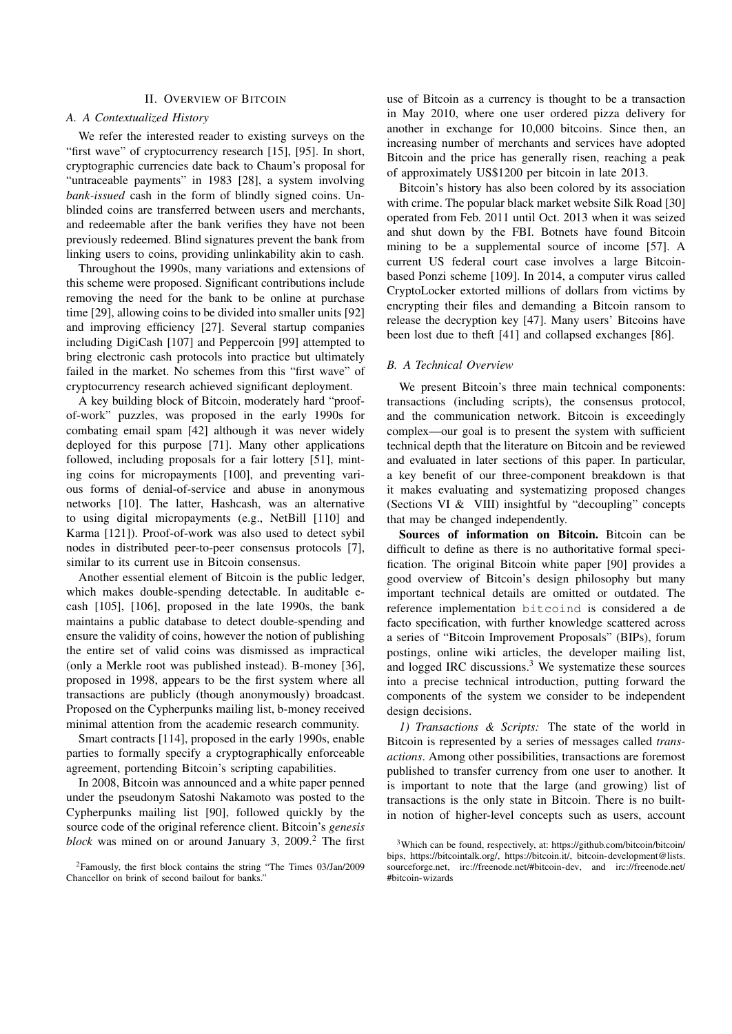## II. Overview of Bitcoin

### A. A Contextualized History

We refer the interested reader to existing surveys on the "first wave" of cryptocurrency research [15], [95]. In short, cryptographic currencies date back to Chaum's proposal for "untraceable payments" in 1983 [28], a system involving *bank-issued* cash in the form of blindly signed coins. Unblinded coins are transferred between users and merchants, and redeemable after the bank verifies they have not been previously redeemed. Blind signatures prevent the bank from linking users to coins, providing unlinkability akin to cash.

Throughout the 1990s, many variations and extensions of this scheme were proposed. Significant contributions include removing the need for the bank to be online at purchase time [29], allowing coins to be divided into smaller units [92] and improving efficiency [27]. Several startup companies including DigiCash [107] and Peppercoin [99] attempted to bring electronic cash protocols into practice but ultimately failed in the market. No schemes from this "first wave" of cryptocurrency research achieved significant deployment.

A key building block of Bitcoin, moderately hard "proof-of-work" puzzles, was proposed in the early 1990s for combating email spam [42] although it was never widely deployed for this purpose [71]. Many other applications followed, including proposals for a fair lottery [51], minting coins for micropayments [100], and preventing various forms of denial-of-service and abuse in anonymous networks [10]. The latter, Hashcash, was an alternative to using digital micropayments (e.g., NetBill [110] and Karma [121]). Proof-of-work was also used to detect sybil nodes in distributed peer-to-peer consensus protocols [7], similar to its current use in Bitcoin consensus.

Another essential element of Bitcoin is the public ledger, which makes double-spending detectable. In auditable e-cash [105], [106], proposed in the late 1990s, the bank maintains a public database to detect double-spending and ensure the validity of coins, however the notion of publishing the entire set of valid coins was dismissed as impractical (only a Merkle root was published instead). B-money [36], proposed in 1998, appears to be the first system where all transactions are publicly (though anonymously) broadcast. Proposed on the Cypherpunks mailing list, b-money received minimal attention from the academic research community.

Smart contracts [114], proposed in the early 1990s, enable parties to formally specify a cryptographically enforceable agreement, portending Bitcoin's scripting capabilities.

In 2008, Bitcoin was announced and a white paper penned under the pseudonym Satoshi Nakamoto was posted to the Cypherpunks mailing list [90], followed quickly by the source code of the original reference client. Bitcoin's *genesis block* was mined on or around January 3, 2009.[2] The first use of Bitcoin as a currency is thought to be a transaction in May 2010, where one user ordered pizza delivery for another in exchange for 10,000 bitcoins. Since then, an increasing number of merchants and services have adopted Bitcoin and the price has generally risen, reaching a peak of approximately US$1200 per bitcoin in late 2013.

Bitcoin's history has also been colored by its association with crime. The popular black market website Silk Road [30] operated from Feb. 2011 until Oct. 2013 when it was seized and shut down by the FBI. Botnets have found Bitcoin mining to be a supplemental source of income [57]. A current US federal court case involves a large Bitcoin-based Ponzi scheme [109]. In 2014, a computer virus called CryptoLocker extorted millions of dollars from victims by encrypting their files and demanding a Bitcoin ransom to release the decryption key [47]. Many users' Bitcoins have been lost due to theft [41] and collapsed exchanges [86].

### B. A Technical Overview

We present Bitcoin's three main technical components: transactions (including scripts), the consensus protocol, and the communication network. Bitcoin is exceedingly complex—our goal is to present the system with sufficient technical depth that the literature on Bitcoin and be reviewed and evaluated in later sections of this paper. In particular, a key benefit of our three-component breakdown is that it makes evaluating and systematizing proposed changes (Sections VI & VIII) insightful by "decoupling" concepts that may be changed independently.

**Sources of information on Bitcoin.** Bitcoin can be difficult to define as there is no authoritative formal specification. The original Bitcoin white paper [90] provides a good overview of Bitcoin's design philosophy but many important technical details are omitted or outdated. The reference implementation `bitcoind` is considered a de facto specification, with further knowledge scattered across a series of "Bitcoin Improvement Proposals" (BIPs), forum postings, online wiki articles, the developer mailing list, and logged IRC discussions.[3] We systematize these sources into a precise technical introduction, putting forward the components of the system we consider to be independent design decisions.

*1) Transactions & Scripts:* The state of the world in Bitcoin is represented by a series of messages called *transactions*. Among other possibilities, transactions are foremost published to transfer currency from one user to another. It is important to note that the large (and growing) list of transactions is the only state in Bitcoin. There is no built-in notion of higher-level concepts such as users, account

[2] Famously, the first block contains the string "The Times 03/Jan/2009 Chancellor on brink of second bailout for banks."

[3] Which can be found, respectively, at: https://github.com/bitcoin/bitcoin/bips, https://bitcointalk.org/, https://bitcoin.it/, bitcoin-development@lists.sourceforge.net, irc://freenode.net/#bitcoin-dev, and irc://freenode.net/#bitcoin-wizards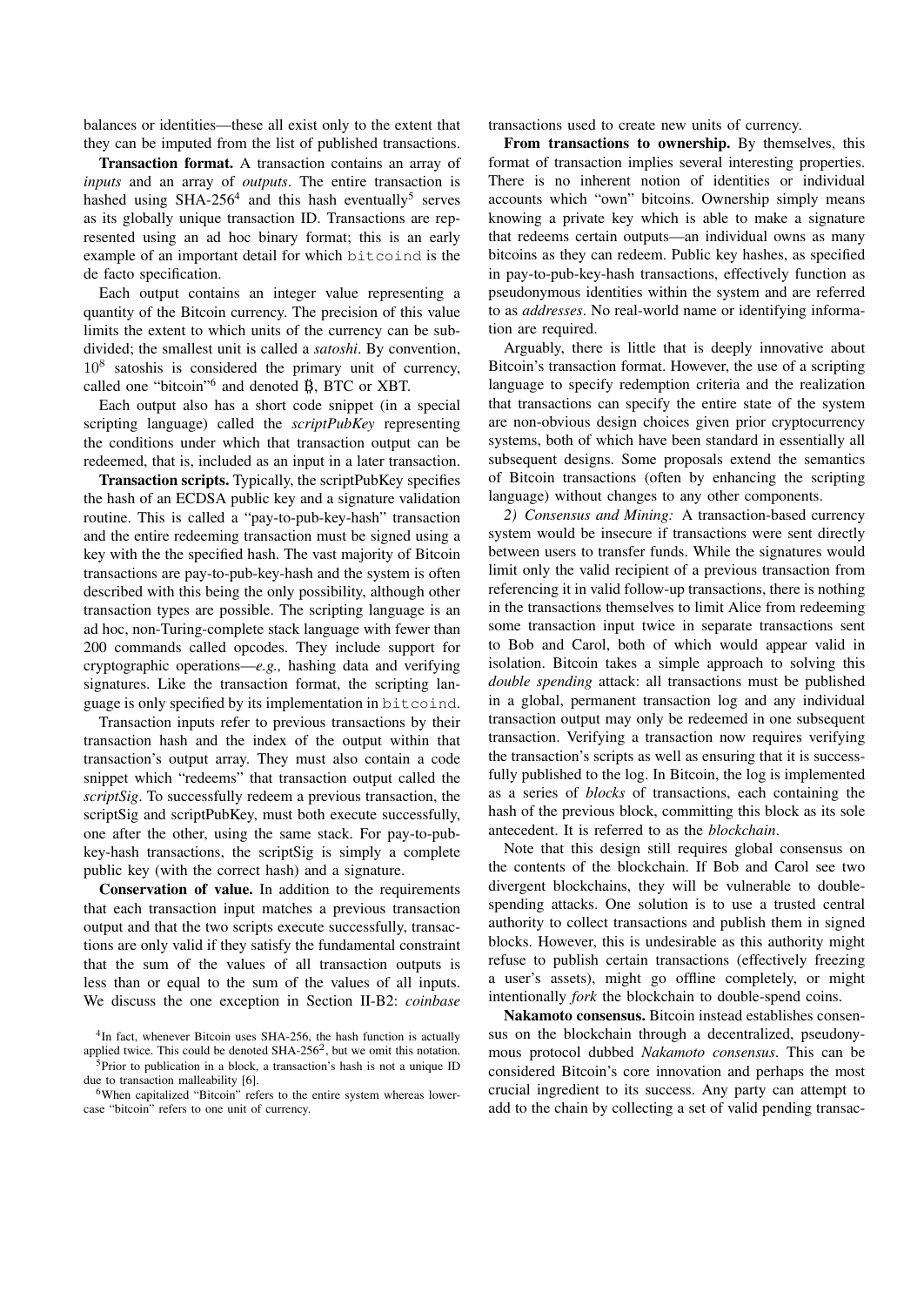balances or identities—these all exist only to the extent that they can be imputed from the list of published transactions.

**Transaction format.** A transaction contains an array of *inputs* and an array of *outputs*. The entire transaction is hashed using SHA-256[4] and this hash eventually[5] serves as its globally unique transaction ID. Transactions are represented using an ad hoc binary format; this is an early example of an important detail for which `bitcoind` is the de facto specification.

Each output contains an integer value representing a quantity of the Bitcoin currency. The precision of this value limits the extent to which units of the currency can be subdivided; the smallest unit is called a *satoshi*. By convention, $10^8$ satoshis is considered the primary unit of currency, called one "bitcoin"[6] and denoted ₿, BTC or XBT.

Each output also has a short code snippet (in a special scripting language) called the *scriptPubKey* representing the conditions under which that transaction output can be redeemed, that is, included as an input in a later transaction.

**Transaction scripts.** Typically, the scriptPubKey specifies the hash of an ECDSA public key and a signature validation routine. This is called a "pay-to-pub-key-hash" transaction and the entire redeeming transaction must be signed using a key with the the specified hash. The vast majority of Bitcoin transactions are pay-to-pub-key-hash and the system is often described with this being the only possibility, although other transaction types are possible. The scripting language is an ad hoc, non-Turing-complete stack language with fewer than 200 commands called opcodes. They include support for cryptographic operations—*e.g.,* hashing data and verifying signatures. Like the transaction format, the scripting language is only specified by its implementation in `bitcoind`.

Transaction inputs refer to previous transactions by their transaction hash and the index of the output within that transaction's output array. They must also contain a code snippet which "redeems" that transaction output called the *scriptSig*. To successfully redeem a previous transaction, the scriptSig and scriptPubKey, must both execute successfully, one after the other, using the same stack. For pay-to-pub-key-hash transactions, the scriptSig is simply a complete public key (with the correct hash) and a signature.

**Conservation of value.** In addition to the requirements that each transaction input matches a previous transaction output and that the two scripts execute successfully, transactions are only valid if they satisfy the fundamental constraint that the sum of the values of all transaction outputs is less than or equal to the sum of the values of all inputs. We discuss the one exception in Section II-B2: *coinbase* transactions used to create new units of currency.

**From transactions to ownership.** By themselves, this format of transaction implies several interesting properties. There is no inherent notion of identities or individual accounts which "own" bitcoins. Ownership simply means knowing a private key which is able to make a signature that redeems certain outputs—an individual owns as many bitcoins as they can redeem. Public key hashes, as specified in pay-to-pub-key-hash transactions, effectively function as pseudonymous identities within the system and are referred to as *addresses*. No real-world name or identifying information are required.

Arguably, there is little that is deeply innovative about Bitcoin's transaction format. However, the use of a scripting language to specify redemption criteria and the realization that transactions can specify the entire state of the system are non-obvious design choices given prior cryptocurrency systems, both of which have been standard in essentially all subsequent designs. Some proposals extend the semantics of Bitcoin transactions (often by enhancing the scripting language) without changes to any other components.

*2) Consensus and Mining:* A transaction-based currency system would be insecure if transactions were sent directly between users to transfer funds. While the signatures would limit only the valid recipient of a previous transaction from referencing it in valid follow-up transactions, there is nothing in the transactions themselves to limit Alice from redeeming some transaction input twice in separate transactions sent to Bob and Carol, both of which would appear valid in isolation. Bitcoin takes a simple approach to solving this *double spending* attack: all transactions must be published in a global, permanent transaction log and any individual transaction output may only be redeemed in one subsequent transaction. Verifying a transaction now requires verifying the transaction's scripts as well as ensuring that it is successfully published to the log. In Bitcoin, the log is implemented as a series of *blocks* of transactions, each containing the hash of the previous block, committing this block as its sole antecedent. It is referred to as the *blockchain*.

Note that this design still requires global consensus on the contents of the blockchain. If Bob and Carol see two divergent blockchains, they will be vulnerable to double-spending attacks. One solution is to use a trusted central authority to collect transactions and publish them in signed blocks. However, this is undesirable as this authority might refuse to publish certain transactions (effectively freezing a user's assets), might go offline completely, or might intentionally *fork* the blockchain to double-spend coins.

**Nakamoto consensus.** Bitcoin instead establishes consensus on the blockchain through a decentralized, pseudonymous protocol dubbed *Nakamoto consensus*. This can be considered Bitcoin's core innovation and perhaps the most crucial ingredient to its success. Any party can attempt to add to the chain by collecting a set of valid pending transac-

[4] In fact, whenever Bitcoin uses SHA-256, the hash function is actually applied twice. This could be denoted SHA-$256^2$, but we omit this notation.

[5] Prior to publication in a block, a transaction's hash is not a unique ID due to transaction malleability [6].

[6] When capitalized "Bitcoin" refers to the entire system whereas lowercase "bitcoin" refers to one unit of currency.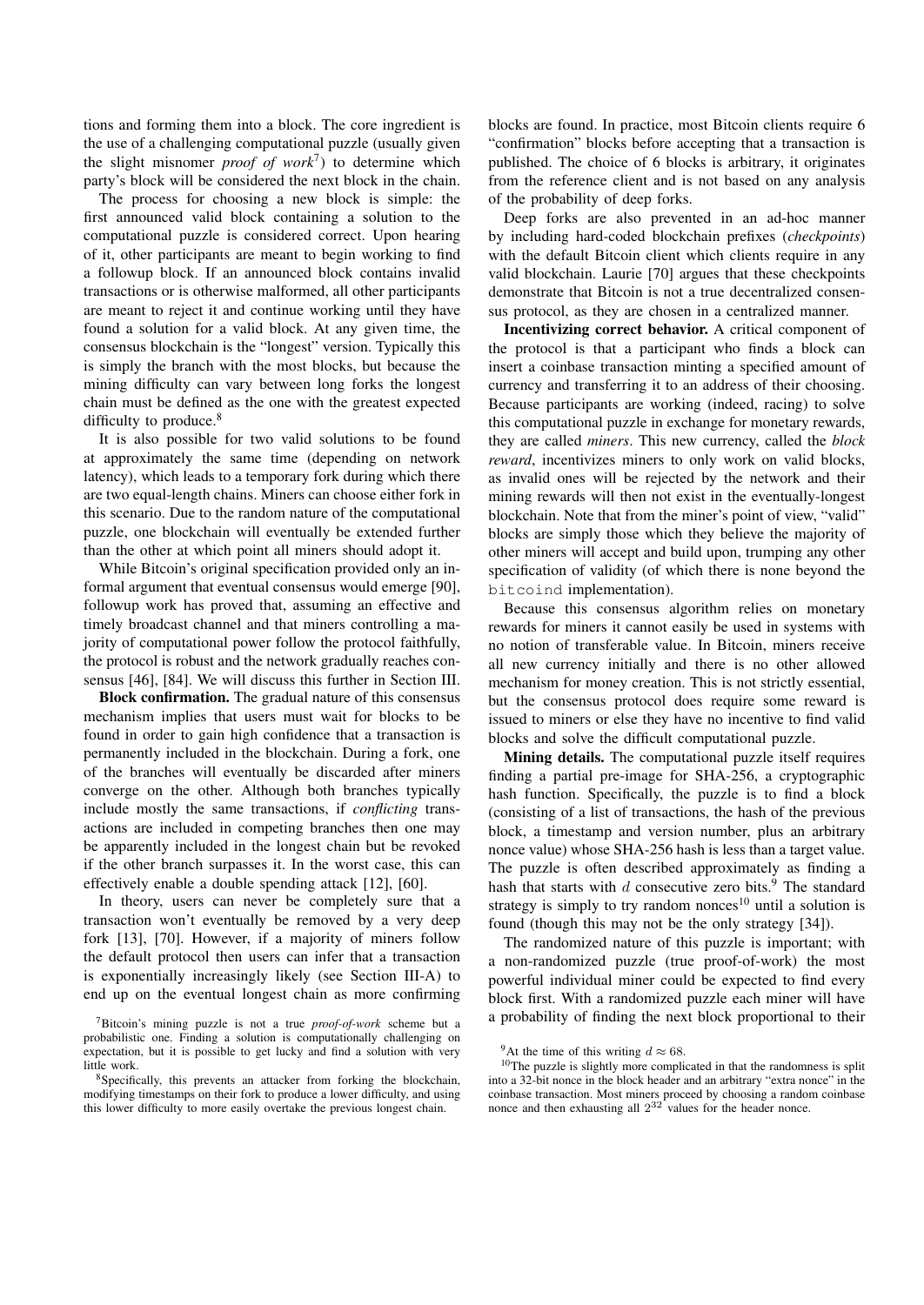tions and forming them into a block. The core ingredient is the use of a challenging computational puzzle (usually given the slight misnomer *proof of work*[7]) to determine which party's block will be considered the next block in the chain.

The process for choosing a new block is simple: the first announced valid block containing a solution to the computational puzzle is considered correct. Upon hearing of it, other participants are meant to begin working to find a followup block. If an announced block contains invalid transactions or is otherwise malformed, all other participants are meant to reject it and continue working until they have found a solution for a valid block. At any given time, the consensus blockchain is the "longest" version. Typically this is simply the branch with the most blocks, but because the mining difficulty can vary between long forks the longest chain must be defined as the one with the greatest expected difficulty to produce.[8]

It is also possible for two valid solutions to be found at approximately the same time (depending on network latency), which leads to a temporary fork during which there are two equal-length chains. Miners can choose either fork in this scenario. Due to the random nature of the computational puzzle, one blockchain will eventually be extended further than the other at which point all miners should adopt it.

While Bitcoin's original specification provided only an informal argument that eventual consensus would emerge [90], followup work has proved that, assuming an effective and timely broadcast channel and that miners controlling a majority of computational power follow the protocol faithfully, the protocol is robust and the network gradually reaches consensus [46], [84]. We will discuss this further in Section III.

**Block confirmation.** The gradual nature of this consensus mechanism implies that users must wait for blocks to be found in order to gain high confidence that a transaction is permanently included in the blockchain. During a fork, one of the branches will eventually be discarded after miners converge on the other. Although both branches typically include mostly the same transactions, if *conflicting* transactions are included in competing branches then one may be apparently included in the longest chain but be revoked if the other branch surpasses it. In the worst case, this can effectively enable a double spending attack [12], [60].

In theory, users can never be completely sure that a transaction won't eventually be removed by a very deep fork [13], [70]. However, if a majority of miners follow the default protocol then users can infer that a transaction is exponentially increasingly likely (see Section III-A) to end up on the eventual longest chain as more confirming blocks are found. In practice, most Bitcoin clients require 6 "confirmation" blocks before accepting that a transaction is published. The choice of 6 blocks is arbitrary, it originates from the reference client and is not based on any analysis of the probability of deep forks.

Deep forks are also prevented in an ad-hoc manner by including hard-coded blockchain prefixes (*checkpoints*) with the default Bitcoin client which clients require in any valid blockchain. Laurie [70] argues that these checkpoints demonstrate that Bitcoin is not a true decentralized consensus protocol, as they are chosen in a centralized manner.

**Incentivizing correct behavior.** A critical component of the protocol is that a participant who finds a block can insert a coinbase transaction minting a specified amount of currency and transferring it to an address of their choosing. Because participants are working (indeed, racing) to solve this computational puzzle in exchange for monetary rewards, they are called *miners*. This new currency, called the *block reward*, incentivizes miners to only work on valid blocks, as invalid ones will be rejected by the network and their mining rewards will then not exist in the eventually-longest blockchain. Note that from the miner's point of view, "valid" blocks are simply those which they believe the majority of other miners will accept and build upon, trumping any other specification of validity (of which there is none beyond the `bitcoind` implementation).

Because this consensus algorithm relies on monetary rewards for miners it cannot easily be used in systems with no notion of transferable value. In Bitcoin, miners receive all new currency initially and there is no other allowed mechanism for money creation. This is not strictly essential, but the consensus protocol does require some reward is issued to miners or else they have no incentive to find valid blocks and solve the difficult computational puzzle.

**Mining details.** The computational puzzle itself requires finding a partial pre-image for SHA-256, a cryptographic hash function. Specifically, the puzzle is to find a block (consisting of a list of transactions, the hash of the previous block, a timestamp and version number, plus an arbitrary nonce value) whose SHA-256 hash is less than a target value. The puzzle is often described approximately as finding a hash that starts with $d$ consecutive zero bits.[9] The standard strategy is simply to try random nonces[10] until a solution is found (though this may not be the only strategy [34]).

The randomized nature of this puzzle is important; with a non-randomized puzzle (true proof-of-work) the most powerful individual miner could be expected to find every block first. With a randomized puzzle each miner will have a probability of finding the next block proportional to their

[7] Bitcoin's mining puzzle is not a true *proof-of-work* scheme but a probabilistic one. Finding a solution is computationally challenging on expectation, but it is possible to get lucky and find a solution with very little work.

[8] Specifically, this prevents an attacker from forking the blockchain, modifying timestamps on their fork to produce a lower difficulty, and using this lower difficulty to more easily overtake the previous longest chain.

[9] At the time of this writing $d \approx 68$.

[10] The puzzle is slightly more complicated in that the randomness is split into a 32-bit nonce in the block header and an arbitrary "extra nonce" in the coinbase transaction. Most miners proceed by choosing a random coinbase nonce and then exhausting all $2^{32}$ values for the header nonce.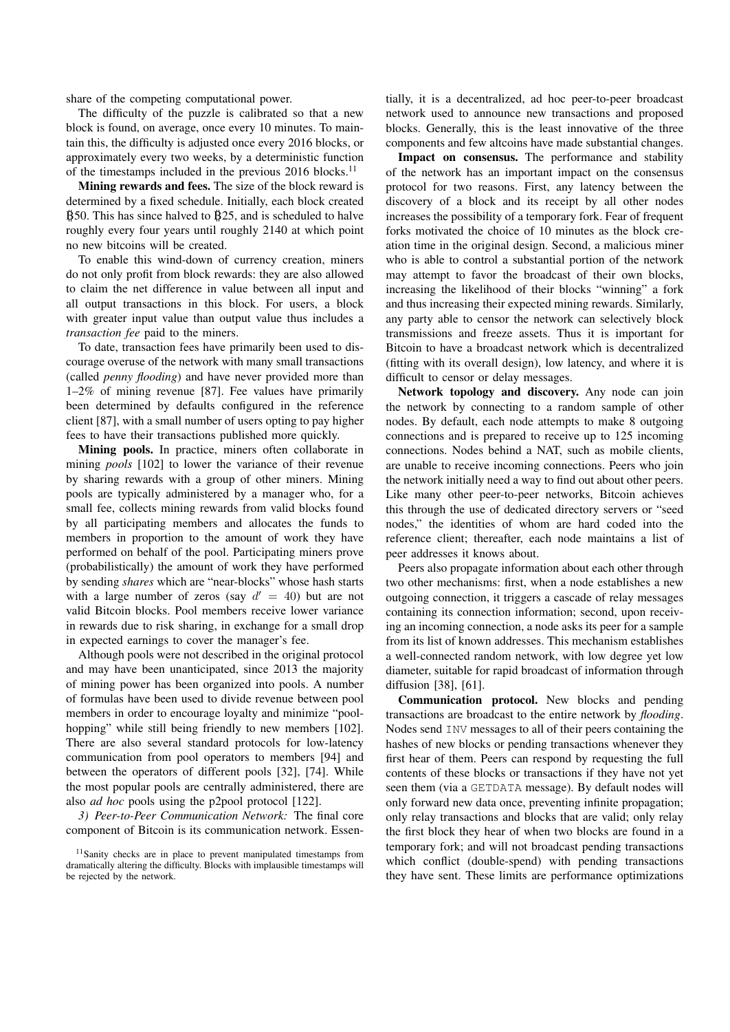share of the competing computational power.

The difficulty of the puzzle is calibrated so that a new block is found, on average, once every 10 minutes. To maintain this, the difficulty is adjusted once every 2016 blocks, or approximately every two weeks, by a deterministic function of the timestamps included in the previous 2016 blocks.[11]

**Mining rewards and fees.** The size of the block reward is determined by a fixed schedule. Initially, each block created ₿50. This has since halved to ₿25, and is scheduled to halve roughly every four years until roughly 2140 at which point no new bitcoins will be created.

To enable this wind-down of currency creation, miners do not only profit from block rewards: they are also allowed to claim the net difference in value between all input and all output transactions in this block. For users, a block with greater input value than output value thus includes a *transaction fee* paid to the miners.

To date, transaction fees have primarily been used to discourage overuse of the network with many small transactions (called *penny flooding*) and have never provided more than 1–2% of mining revenue [87]. Fee values have primarily been determined by defaults configured in the reference client [87], with a small number of users opting to pay higher fees to have their transactions published more quickly.

**Mining pools.** In practice, miners often collaborate in mining *pools* [102] to lower the variance of their revenue by sharing rewards with a group of other miners. Mining pools are typically administered by a manager who, for a small fee, collects mining rewards from valid blocks found by all participating members and allocates the funds to members in proportion to the amount of work they have performed on behalf of the pool. Participating miners prove (probabilistically) the amount of work they have performed by sending *shares* which are "near-blocks" whose hash starts with a large number of zeros (say $d' = 40$) but are not valid Bitcoin blocks. Pool members receive lower variance in rewards due to risk sharing, in exchange for a small drop in expected earnings to cover the manager's fee.

Although pools were not described in the original protocol and may have been unanticipated, since 2013 the majority of mining power has been organized into pools. A number of formulas have been used to divide revenue between pool members in order to encourage loyalty and minimize "pool-hopping" while still being friendly to new members [102]. There are also several standard protocols for low-latency communication from pool operators to members [94] and between the operators of different pools [32], [74]. While the most popular pools are centrally administered, there are also *ad hoc* pools using the p2pool protocol [122].

*3) Peer-to-Peer Communication Network:* The final core component of Bitcoin is its communication network. Essentially, it is a decentralized, ad hoc peer-to-peer broadcast network used to announce new transactions and proposed blocks. Generally, this is the least innovative of the three components and few altcoins have made substantial changes.

**Impact on consensus.** The performance and stability of the network has an important impact on the consensus protocol for two reasons. First, any latency between the discovery of a block and its receipt by all other nodes increases the possibility of a temporary fork. Fear of frequent forks motivated the choice of 10 minutes as the block creation time in the original design. Second, a malicious miner who is able to control a substantial portion of the network may attempt to favor the broadcast of their own blocks, increasing the likelihood of their blocks "winning" a fork and thus increasing their expected mining rewards. Similarly, any party able to censor the network can selectively block transmissions and freeze assets. Thus it is important for Bitcoin to have a broadcast network which is decentralized (fitting with its overall design), low latency, and where it is difficult to censor or delay messages.

**Network topology and discovery.** Any node can join the network by connecting to a random sample of other nodes. By default, each node attempts to make 8 outgoing connections and is prepared to receive up to 125 incoming connections. Nodes behind a NAT, such as mobile clients, are unable to receive incoming connections. Peers who join the network initially need a way to find out about other peers. Like many other peer-to-peer networks, Bitcoin achieves this through the use of dedicated directory servers or "seed nodes," the identities of whom are hard coded into the reference client; thereafter, each node maintains a list of peer addresses it knows about.

Peers also propagate information about each other through two other mechanisms: first, when a node establishes a new outgoing connection, it triggers a cascade of relay messages containing its connection information; second, upon receiving an incoming connection, a node asks its peer for a sample from its list of known addresses. This mechanism establishes a well-connected random network, with low degree yet low diameter, suitable for rapid broadcast of information through diffusion [38], [61].

**Communication protocol.** New blocks and pending transactions are broadcast to the entire network by *flooding*. Nodes send `INV` messages to all of their peers containing the hashes of new blocks or pending transactions whenever they first hear of them. Peers can respond by requesting the full contents of these blocks or transactions if they have not yet seen them (via a `GETDATA` message). By default nodes will only forward new data once, preventing infinite propagation; only relay transactions and blocks that are valid; only relay the first block they hear of when two blocks are found in a temporary fork; and will not broadcast pending transactions which conflict (double-spend) with pending transactions they have sent. These limits are performance optimizations

[11] Sanity checks are in place to prevent manipulated timestamps from dramatically altering the difficulty. Blocks with implausible timestamps will be rejected by the network.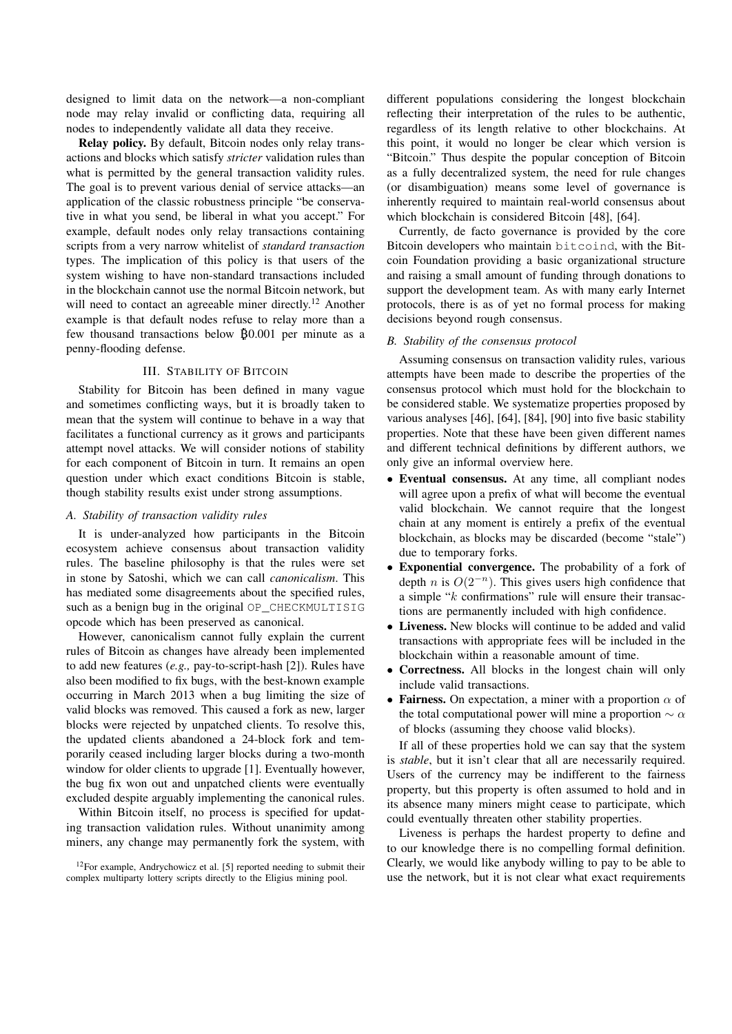designed to limit data on the network—a non-compliant node may relay invalid or conflicting data, requiring all nodes to independently validate all data they receive.

**Relay policy.** By default, Bitcoin nodes only relay transactions and blocks which satisfy *stricter* validation rules than what is permitted by the general transaction validity rules. The goal is to prevent various denial of service attacks—an application of the classic robustness principle "be conservative in what you send, be liberal in what you accept." For example, default nodes only relay transactions containing scripts from a very narrow whitelist of *standard transaction* types. The implication of this policy is that users of the system wishing to have non-standard transactions included in the blockchain cannot use the normal Bitcoin network, but will need to contact an agreeable miner directly.[12] Another example is that default nodes refuse to relay more than a few thousand transactions below ฿0.001 per minute as a penny-flooding defense.

## III. Stability of Bitcoin

Stability for Bitcoin has been defined in many vague and sometimes conflicting ways, but it is broadly taken to mean that the system will continue to behave in a way that facilitates a functional currency as it grows and participants attempt novel attacks. We will consider notions of stability for each component of Bitcoin in turn. It remains an open question under which exact conditions Bitcoin is stable, though stability results exist under strong assumptions.

### A. Stability of transaction validity rules

It is under-analyzed how participants in the Bitcoin ecosystem achieve consensus about transaction validity rules. The baseline philosophy is that the rules were set in stone by Satoshi, which we can call *canonicalism*. This has mediated some disagreements about the specified rules, such as a benign bug in the original `OP_CHECKMULTISIG` opcode which has been preserved as canonical.

However, canonicalism cannot fully explain the current rules of Bitcoin as changes have already been implemented to add new features (*e.g.,* pay-to-script-hash [2]). Rules have also been modified to fix bugs, with the best-known example occurring in March 2013 when a bug limiting the size of valid blocks was removed. This caused a fork as new, larger blocks were rejected by unpatched clients. To resolve this, the updated clients abandoned a 24-block fork and temporarily ceased including larger blocks during a two-month window for older clients to upgrade [1]. Eventually however, the bug fix won out and unpatched clients were eventually excluded despite arguably implementing the canonical rules.

Within Bitcoin itself, no process is specified for updating transaction validation rules. Without unanimity among miners, any change may permanently fork the system, with different populations considering the longest blockchain reflecting their interpretation of the rules to be authentic, regardless of its length relative to other blockchains. At this point, it would no longer be clear which version is "Bitcoin." Thus despite the popular conception of Bitcoin as a fully decentralized system, the need for rule changes (or disambiguation) means some level of governance is inherently required to maintain real-world consensus about which blockchain is considered Bitcoin [48], [64].

Currently, de facto governance is provided by the core Bitcoin developers who maintain `bitcoind`, with the Bitcoin Foundation providing a basic organizational structure and raising a small amount of funding through donations to support the development team. As with many early Internet protocols, there is as of yet no formal process for making decisions beyond rough consensus.

### B. Stability of the consensus protocol

Assuming consensus on transaction validity rules, various attempts have been made to describe the properties of the consensus protocol which must hold for the blockchain to be considered stable. We systematize properties proposed by various analyses [46], [64], [84], [90] into five basic stability properties. Note that these have been given different names and different technical definitions by different authors, we only give an informal overview here.

- **Eventual consensus.** At any time, all compliant nodes will agree upon a prefix of what will become the eventual valid blockchain. We cannot require that the longest chain at any moment is entirely a prefix of the eventual blockchain, as blocks may be discarded (become "stale") due to temporary forks.
- **Exponential convergence.** The probability of a fork of depth $n$ is $O(2^{-n})$. This gives users high confidence that a simple "$k$ confirmations" rule will ensure their transactions are permanently included with high confidence.
- **Liveness.** New blocks will continue to be added and valid transactions with appropriate fees will be included in the blockchain within a reasonable amount of time.
- **Correctness.** All blocks in the longest chain will only include valid transactions.
- **Fairness.** On expectation, a miner with a proportion $\alpha$ of the total computational power will mine a proportion $\sim \alpha$ of blocks (assuming they choose valid blocks).

If all of these properties hold we can say that the system is *stable*, but it isn't clear that all are necessarily required. Users of the currency may be indifferent to the fairness property, but this property is often assumed to hold and in its absence many miners might cease to participate, which could eventually threaten other stability properties.

Liveness is perhaps the hardest property to define and to our knowledge there is no compelling formal definition. Clearly, we would like anybody willing to pay to be able to use the network, but it is not clear what exact requirements

[12] For example, Andrychowicz et al. [5] reported needing to submit their complex multiparty lottery scripts directly to the Eligius mining pool.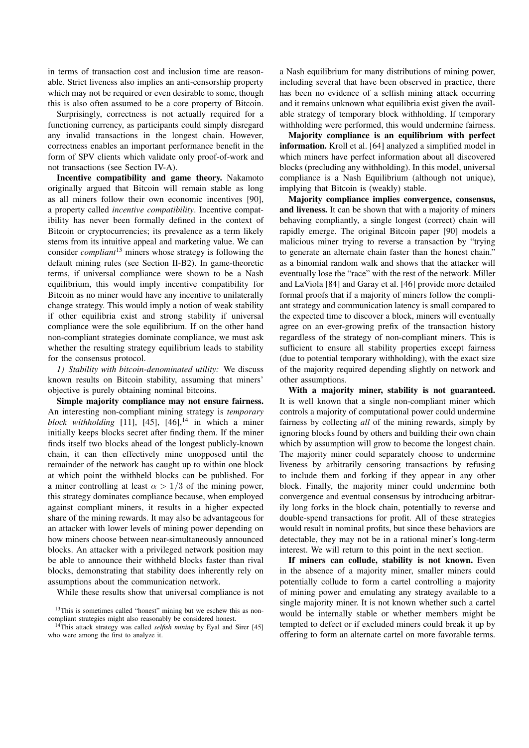in terms of transaction cost and inclusion time are reasonable. Strict liveness also implies an anti-censorship property which may not be required or even desirable to some, though this is also often assumed to be a core property of Bitcoin.

Surprisingly, correctness is not actually required for a functioning currency, as participants could simply disregard any invalid transactions in the longest chain. However, correctness enables an important performance benefit in the form of SPV clients which validate only proof-of-work and not transactions (see Section IV-A).

**Incentive compatibility and game theory.** Nakamoto originally argued that Bitcoin will remain stable as long as all miners follow their own economic incentives [90], a property called *incentive compatibility*. Incentive compatibility has never been formally defined in the context of Bitcoin or cryptocurrencies; its prevalence as a term likely stems from its intuitive appeal and marketing value. We can consider *compliant*[13] miners whose strategy is following the default mining rules (see Section II-B2). In game-theoretic terms, if universal compliance were shown to be a Nash equilibrium, this would imply incentive compatibility for Bitcoin as no miner would have any incentive to unilaterally change strategy. This would imply a notion of weak stability if other equilibria exist and strong stability if universal compliance were the sole equilibrium. If on the other hand non-compliant strategies dominate compliance, we must ask whether the resulting strategy equilibrium leads to stability for the consensus protocol.

*1) Stability with bitcoin-denominated utility:* We discuss known results on Bitcoin stability, assuming that miners' objective is purely obtaining nominal bitcoins.

**Simple majority compliance may not ensure fairness.** An interesting non-compliant mining strategy is *temporary block withholding* [11], [45], [46],[14] in which a miner initially keeps blocks secret after finding them. If the miner finds itself two blocks ahead of the longest publicly-known chain, it can then effectively mine unopposed until the remainder of the network has caught up to within one block at which point the withheld blocks can be published. For a miner controlling at least $\alpha > 1/3$ of the mining power, this strategy dominates compliance because, when employed against compliant miners, it results in a higher expected share of the mining rewards. It may also be advantageous for an attacker with lower levels of mining power depending on how miners choose between near-simultaneously announced blocks. An attacker with a privileged network position may be able to announce their withheld blocks faster than rival blocks, demonstrating that stability does inherently rely on assumptions about the communication network.

While these results show that universal compliance is not a Nash equilibrium for many distributions of mining power, including several that have been observed in practice, there has been no evidence of a selfish mining attack occurring and it remains unknown what equilibria exist given the available strategy of temporary block withholding. If temporary withholding were performed, this would undermine fairness.

**Majority compliance is an equilibrium with perfect information.** Kroll et al. [64] analyzed a simplified model in which miners have perfect information about all discovered blocks (precluding any withholding). In this model, universal compliance is a Nash Equilibrium (although not unique), implying that Bitcoin is (weakly) stable.

**Majority compliance implies convergence, consensus, and liveness.** It can be shown that with a majority of miners behaving compliantly, a single longest (correct) chain will rapidly emerge. The original Bitcoin paper [90] models a malicious miner trying to reverse a transaction by "trying to generate an alternate chain faster than the honest chain." as a binomial random walk and shows that the attacker will eventually lose the "race" with the rest of the network. Miller and LaViola [84] and Garay et al. [46] provide more detailed formal proofs that if a majority of miners follow the compliant strategy and communication latency is small compared to the expected time to discover a block, miners will eventually agree on an ever-growing prefix of the transaction history regardless of the strategy of non-compliant miners. This is sufficient to ensure all stability properties except fairness (due to potential temporary withholding), with the exact size of the majority required depending slightly on network and other assumptions.

**With a majority miner, stability is not guaranteed.** It is well known that a single non-compliant miner which controls a majority of computational power could undermine fairness by collecting *all* of the mining rewards, simply by ignoring blocks found by others and building their own chain which by assumption will grow to become the longest chain. The majority miner could separately choose to undermine liveness by arbitrarily censoring transactions by refusing to include them and forking if they appear in any other block. Finally, the majority miner could undermine both convergence and eventual consensus by introducing arbitrarily long forks in the block chain, potentially to reverse and double-spend transactions for profit. All of these strategies would result in nominal profits, but since these behaviors are detectable, they may not be in a rational miner's long-term interest. We will return to this point in the next section.

**If miners can collude, stability is not known.** Even in the absence of a majority miner, smaller miners could potentially collude to form a cartel controlling a majority of mining power and emulating any strategy available to a single majority miner. It is not known whether such a cartel would be internally stable or whether members might be tempted to defect or if excluded miners could break it up by offering to form an alternate cartel on more favorable terms.

[13] This is sometimes called "honest" mining but we eschew this as non-compliant strategies might also reasonably be considered honest.

[14] This attack strategy was called *selfish mining* by Eyal and Sirer [45] who were among the first to analyze it.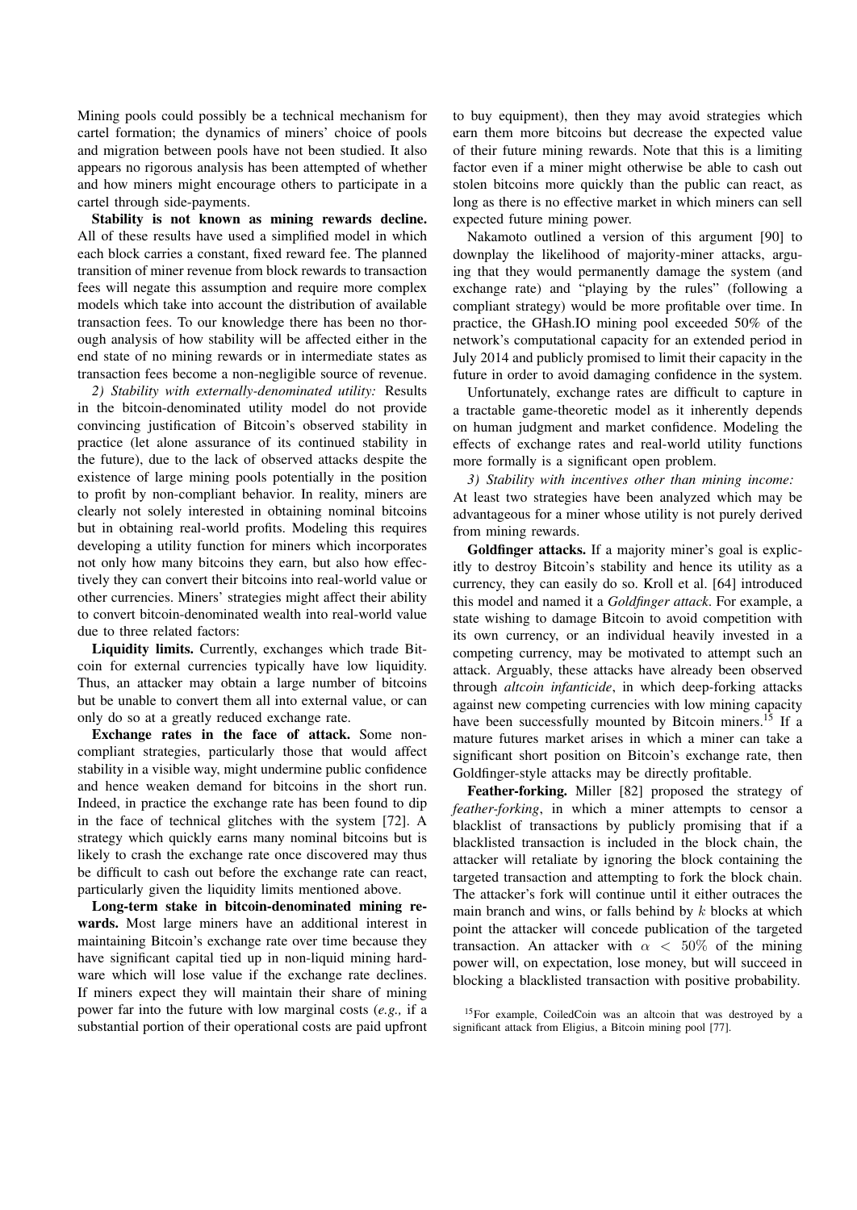Mining pools could possibly be a technical mechanism for cartel formation; the dynamics of miners' choice of pools and migration between pools have not been studied. It also appears no rigorous analysis has been attempted of whether and how miners might encourage others to participate in a cartel through side-payments.

**Stability is not known as mining rewards decline.** All of these results have used a simplified model in which each block carries a constant, fixed reward fee. The planned transition of miner revenue from block rewards to transaction fees will negate this assumption and require more complex models which take into account the distribution of available transaction fees. To our knowledge there has been no thorough analysis of how stability will be affected either in the end state of no mining rewards or in intermediate states as transaction fees become a non-negligible source of revenue.

*2) Stability with externally-denominated utility:* Results in the bitcoin-denominated utility model do not provide convincing justification of Bitcoin's observed stability in practice (let alone assurance of its continued stability in the future), due to the lack of observed attacks despite the existence of large mining pools potentially in the position to profit by non-compliant behavior. In reality, miners are clearly not solely interested in obtaining nominal bitcoins but in obtaining real-world profits. Modeling this requires developing a utility function for miners which incorporates not only how many bitcoins they earn, but also how effectively they can convert their bitcoins into real-world value or other currencies. Miners' strategies might affect their ability to convert bitcoin-denominated wealth into real-world value due to three related factors:

**Liquidity limits.** Currently, exchanges which trade Bitcoin for external currencies typically have low liquidity. Thus, an attacker may obtain a large number of bitcoins but be unable to convert them all into external value, or can only do so at a greatly reduced exchange rate.

**Exchange rates in the face of attack.** Some non-compliant strategies, particularly those that would affect stability in a visible way, might undermine public confidence and hence weaken demand for bitcoins in the short run. Indeed, in practice the exchange rate has been found to dip in the face of technical glitches with the system [72]. A strategy which quickly earns many nominal bitcoins but is likely to crash the exchange rate once discovered may thus be difficult to cash out before the exchange rate can react, particularly given the liquidity limits mentioned above.

**Long-term stake in bitcoin-denominated mining rewards.** Most large miners have an additional interest in maintaining Bitcoin's exchange rate over time because they have significant capital tied up in non-liquid mining hardware which will lose value if the exchange rate declines. If miners expect they will maintain their share of mining power far into the future with low marginal costs (*e.g.,* if a substantial portion of their operational costs are paid upfront to buy equipment), then they may avoid strategies which earn them more bitcoins but decrease the expected value of their future mining rewards. Note that this is a limiting factor even if a miner might otherwise be able to cash out stolen bitcoins more quickly than the public can react, as long as there is no effective market in which miners can sell expected future mining power.

Nakamoto outlined a version of this argument [90] to downplay the likelihood of majority-miner attacks, arguing that they would permanently damage the system (and exchange rate) and "playing by the rules" (following a compliant strategy) would be more profitable over time. In practice, the GHash.IO mining pool exceeded 50% of the network's computational capacity for an extended period in July 2014 and publicly promised to limit their capacity in the future in order to avoid damaging confidence in the system.

Unfortunately, exchange rates are difficult to capture in a tractable game-theoretic model as it inherently depends on human judgment and market confidence. Modeling the effects of exchange rates and real-world utility functions more formally is a significant open problem.

*3) Stability with incentives other than mining income:* At least two strategies have been analyzed which may be advantageous for a miner whose utility is not purely derived from mining rewards.

**Goldfinger attacks.** If a majority miner's goal is explicitly to destroy Bitcoin's stability and hence its utility as a currency, they can easily do so. Kroll et al. [64] introduced this model and named it a *Goldfinger attack*. For example, a state wishing to damage Bitcoin to avoid competition with its own currency, or an individual heavily invested in a competing currency, may be motivated to attempt such an attack. Arguably, these attacks have already been observed through *altcoin infanticide*, in which deep-forking attacks against new competing currencies with low mining capacity have been successfully mounted by Bitcoin miners.[15] If a mature futures market arises in which a miner can take a significant short position on Bitcoin's exchange rate, then Goldfinger-style attacks may be directly profitable.

**Feather-forking.** Miller [82] proposed the strategy of *feather-forking*, in which a miner attempts to censor a blacklist of transactions by publicly promising that if a blacklisted transaction is included in the block chain, the attacker will retaliate by ignoring the block containing the targeted transaction and attempting to fork the block chain. The attacker's fork will continue until it either outraces the main branch and wins, or falls behind by $k$ blocks at which point the attacker will concede publication of the targeted transaction. An attacker with $\alpha < 50\%$ of the mining power will, on expectation, lose money, but will succeed in blocking a blacklisted transaction with positive probability.

[15] For example, CoiledCoin was an altcoin that was destroyed by a significant attack from Eligius, a Bitcoin mining pool [77].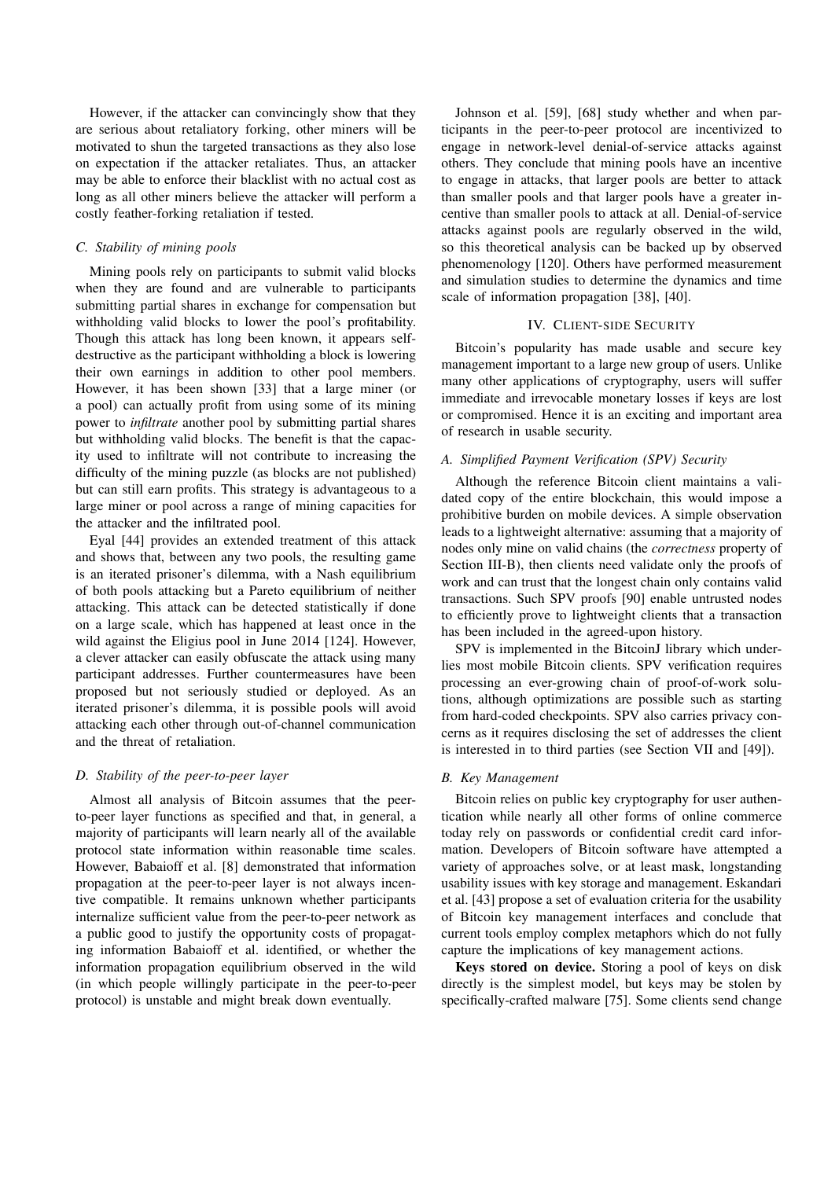However, if the attacker can convincingly show that they are serious about retaliatory forking, other miners will be motivated to shun the targeted transactions as they also lose on expectation if the attacker retaliates. Thus, an attacker may be able to enforce their blacklist with no actual cost as long as all other miners believe the attacker will perform a costly feather-forking retaliation if tested.

### C. Stability of mining pools

Mining pools rely on participants to submit valid blocks when they are found and are vulnerable to participants submitting partial shares in exchange for compensation but withholding valid blocks to lower the pool's profitability. Though this attack has long been known, it appears self-destructive as the participant withholding a block is lowering their own earnings in addition to other pool members. However, it has been shown [33] that a large miner (or a pool) can actually profit from using some of its mining power to *infiltrate* another pool by submitting partial shares but withholding valid blocks. The benefit is that the capacity used to infiltrate will not contribute to increasing the difficulty of the mining puzzle (as blocks are not published) but can still earn profits. This strategy is advantageous to a large miner or pool across a range of mining capacities for the attacker and the infiltrated pool.

Eyal [44] provides an extended treatment of this attack and shows that, between any two pools, the resulting game is an iterated prisoner's dilemma, with a Nash equilibrium of both pools attacking but a Pareto equilibrium of neither attacking. This attack can be detected statistically if done on a large scale, which has happened at least once in the wild against the Eligius pool in June 2014 [124]. However, a clever attacker can easily obfuscate the attack using many participant addresses. Further countermeasures have been proposed but not seriously studied or deployed. As an iterated prisoner's dilemma, it is possible pools will avoid attacking each other through out-of-channel communication and the threat of retaliation.

### D. Stability of the peer-to-peer layer

Almost all analysis of Bitcoin assumes that the peer-to-peer layer functions as specified and that, in general, a majority of participants will learn nearly all of the available protocol state information within reasonable time scales. However, Babaioff et al. [8] demonstrated that information propagation at the peer-to-peer layer is not always incentive compatible. It remains unknown whether participants internalize sufficient value from the peer-to-peer network as a public good to justify the opportunity costs of propagating information Babaioff et al. identified, or whether the information propagation equilibrium observed in the wild (in which people willingly participate in the peer-to-peer protocol) is unstable and might break down eventually.

Johnson et al. [59], [68] study whether and when participants in the peer-to-peer protocol are incentivized to engage in network-level denial-of-service attacks against others. They conclude that mining pools have an incentive to engage in attacks, that larger pools are better to attack than smaller pools and that larger pools have a greater incentive than smaller pools to attack at all. Denial-of-service attacks against pools are regularly observed in the wild, so this theoretical analysis can be backed up by observed phenomenology [120]. Others have performed measurement and simulation studies to determine the dynamics and time scale of information propagation [38], [40].

## IV. Client-side Security

Bitcoin's popularity has made usable and secure key management important to a large new group of users. Unlike many other applications of cryptography, users will suffer immediate and irrevocable monetary losses if keys are lost or compromised. Hence it is an exciting and important area of research in usable security.

### A. Simplified Payment Verification (SPV) Security

Although the reference Bitcoin client maintains a validated copy of the entire blockchain, this would impose a prohibitive burden on mobile devices. A simple observation leads to a lightweight alternative: assuming that a majority of nodes only mine on valid chains (the *correctness* property of Section III-B), then clients need validate only the proofs of work and can trust that the longest chain only contains valid transactions. Such SPV proofs [90] enable untrusted nodes to efficiently prove to lightweight clients that a transaction has been included in the agreed-upon history.

SPV is implemented in the BitcoinJ library which underlies most mobile Bitcoin clients. SPV verification requires processing an ever-growing chain of proof-of-work solutions, although optimizations are possible such as starting from hard-coded checkpoints. SPV also carries privacy concerns as it requires disclosing the set of addresses the client is interested in to third parties (see Section VII and [49]).

### B. Key Management

Bitcoin relies on public key cryptography for user authentication while nearly all other forms of online commerce today rely on passwords or confidential credit card information. Developers of Bitcoin software have attempted a variety of approaches solve, or at least mask, longstanding usability issues with key storage and management. Eskandari et al. [43] propose a set of evaluation criteria for the usability of Bitcoin key management interfaces and conclude that current tools employ complex metaphors which do not fully capture the implications of key management actions.

**Keys stored on device.** Storing a pool of keys on disk directly is the simplest model, but keys may be stolen by specifically-crafted malware [75]. Some clients send change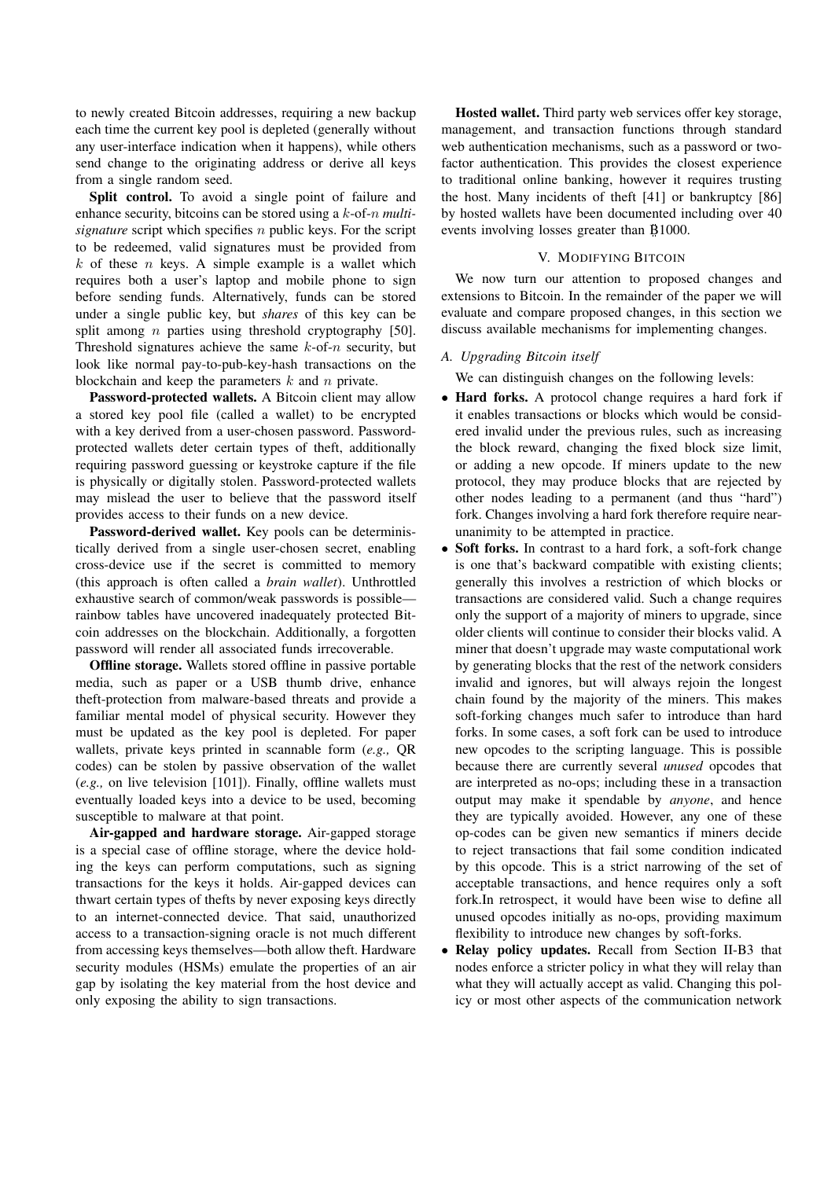to newly created Bitcoin addresses, requiring a new backup each time the current key pool is depleted (generally without any user-interface indication when it happens), while others send change to the originating address or derive all keys from a single random seed.

**Split control.** To avoid a single point of failure and enhance security, bitcoins can be stored using a $k$-of-$n$ *multi-signature* script which specifies $n$ public keys. For the script to be redeemed, valid signatures must be provided from $k$ of these $n$ keys. A simple example is a wallet which requires both a user's laptop and mobile phone to sign before sending funds. Alternatively, funds can be stored under a single public key, but *shares* of this key can be split among $n$ parties using threshold cryptography [50]. Threshold signatures achieve the same $k$-of-$n$ security, but look like normal pay-to-pub-key-hash transactions on the blockchain and keep the parameters $k$ and $n$ private.

**Password-protected wallets.** A Bitcoin client may allow a stored key pool file (called a wallet) to be encrypted with a key derived from a user-chosen password. Password-protected wallets deter certain types of theft, additionally requiring password guessing or keystroke capture if the file is physically or digitally stolen. Password-protected wallets may mislead the user to believe that the password itself provides access to their funds on a new device.

**Password-derived wallet.** Key pools can be deterministically derived from a single user-chosen secret, enabling cross-device use if the secret is committed to memory (this approach is often called a *brain wallet*). Unthrottled exhaustive search of common/weak passwords is possible—rainbow tables have uncovered inadequately protected Bitcoin addresses on the blockchain. Additionally, a forgotten password will render all associated funds irrecoverable.

**Offline storage.** Wallets stored offline in passive portable media, such as paper or a USB thumb drive, enhance theft-protection from malware-based threats and provide a familiar mental model of physical security. However they must be updated as the key pool is depleted. For paper wallets, private keys printed in scannable form (*e.g.,* QR codes) can be stolen by passive observation of the wallet (*e.g.,* on live television [101]). Finally, offline wallets must eventually loaded keys into a device to be used, becoming susceptible to malware at that point.

**Air-gapped and hardware storage.** Air-gapped storage is a special case of offline storage, where the device holding the keys can perform computations, such as signing transactions for the keys it holds. Air-gapped devices can thwart certain types of thefts by never exposing keys directly to an internet-connected device. That said, unauthorized access to a transaction-signing oracle is not much different from accessing keys themselves—both allow theft. Hardware security modules (HSMs) emulate the properties of an air gap by isolating the key material from the host device and only exposing the ability to sign transactions.

**Hosted wallet.** Third party web services offer key storage, management, and transaction functions through standard web authentication mechanisms, such as a password or two-factor authentication. This provides the closest experience to traditional online banking, however it requires trusting the host. Many incidents of theft [41] or bankruptcy [86] by hosted wallets have been documented including over 40 events involving losses greater than Ƀ1000.

## V. Modifying Bitcoin

We now turn our attention to proposed changes and extensions to Bitcoin. In the remainder of the paper we will evaluate and compare proposed changes, in this section we discuss available mechanisms for implementing changes.

### A. Upgrading Bitcoin itself

We can distinguish changes on the following levels:

- **Hard forks.** A protocol change requires a hard fork if it enables transactions or blocks which would be considered invalid under the previous rules, such as increasing the block reward, changing the fixed block size limit, or adding a new opcode. If miners update to the new protocol, they may produce blocks that are rejected by other nodes leading to a permanent (and thus "hard") fork. Changes involving a hard fork therefore require near-unanimity to be attempted in practice.
- **Soft forks.** In contrast to a hard fork, a soft-fork change is one that's backward compatible with existing clients; generally this involves a restriction of which blocks or transactions are considered valid. Such a change requires only the support of a majority of miners to upgrade, since older clients will continue to consider their blocks valid. A miner that doesn't upgrade may waste computational work by generating blocks that the rest of the network considers invalid and ignores, but will always rejoin the longest chain found by the majority of the miners. This makes soft-forking changes much safer to introduce than hard forks. In some cases, a soft fork can be used to introduce new opcodes to the scripting language. This is possible because there are currently several *unused* opcodes that are interpreted as no-ops; including these in a transaction output may make it spendable by *anyone*, and hence they are typically avoided. However, any one of these op-codes can be given new semantics if miners decide to reject transactions that fail some condition indicated by this opcode. This is a strict narrowing of the set of acceptable transactions, and hence requires only a soft fork.In retrospect, it would have been wise to define all unused opcodes initially as no-ops, providing maximum flexibility to introduce new changes by soft-forks.
- **Relay policy updates.** Recall from Section II-B3 that nodes enforce a stricter policy in what they will relay than what they will actually accept as valid. Changing this policy or most other aspects of the communication network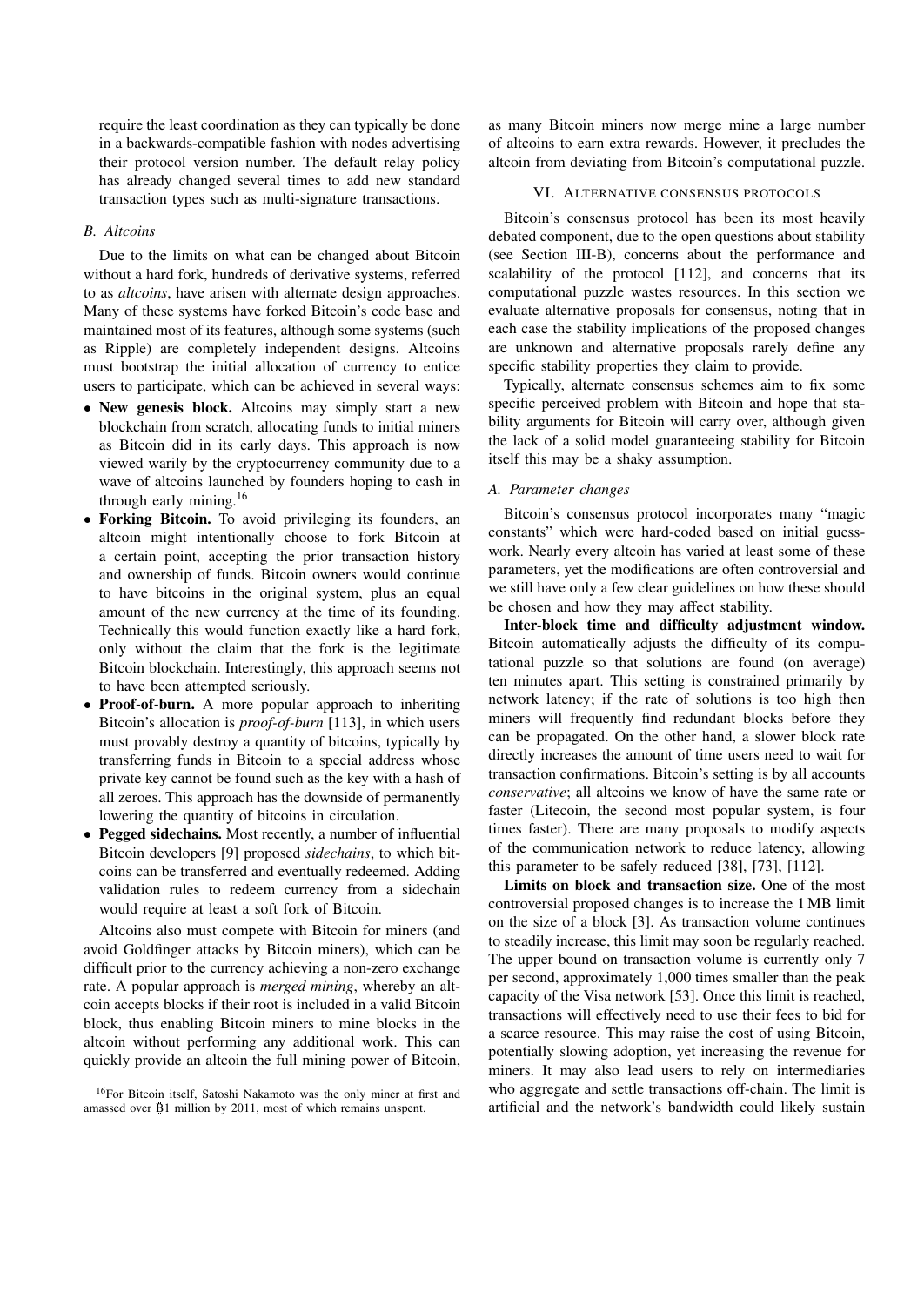require the least coordination as they can typically be done in a backwards-compatible fashion with nodes advertising their protocol version number. The default relay policy has already changed several times to add new standard transaction types such as multi-signature transactions.

### B. Altcoins

Due to the limits on what can be changed about Bitcoin without a hard fork, hundreds of derivative systems, referred to as *altcoins*, have arisen with alternate design approaches. Many of these systems have forked Bitcoin's code base and maintained most of its features, although some systems (such as Ripple) are completely independent designs. Altcoins must bootstrap the initial allocation of currency to entice users to participate, which can be achieved in several ways:

- **New genesis block.** Altcoins may simply start a new blockchain from scratch, allocating funds to initial miners as Bitcoin did in its early days. This approach is now viewed warily by the cryptocurrency community due to a wave of altcoins launched by founders hoping to cash in through early mining.[16]
- **Forking Bitcoin.** To avoid privileging its founders, an altcoin might intentionally choose to fork Bitcoin at a certain point, accepting the prior transaction history and ownership of funds. Bitcoin owners would continue to have bitcoins in the original system, plus an equal amount of the new currency at the time of its founding. Technically this would function exactly like a hard fork, only without the claim that the fork is the legitimate Bitcoin blockchain. Interestingly, this approach seems not to have been attempted seriously.
- **Proof-of-burn.** A more popular approach to inheriting Bitcoin's allocation is *proof-of-burn* [113], in which users must provably destroy a quantity of bitcoins, typically by transferring funds in Bitcoin to a special address whose private key cannot be found such as the key with a hash of all zeroes. This approach has the downside of permanently lowering the quantity of bitcoins in circulation.
- **Pegged sidechains.** Most recently, a number of influential Bitcoin developers [9] proposed *sidechains*, to which bitcoins can be transferred and eventually redeemed. Adding validation rules to redeem currency from a sidechain would require at least a soft fork of Bitcoin.

Altcoins also must compete with Bitcoin for miners (and avoid Goldfinger attacks by Bitcoin miners), which can be difficult prior to the currency achieving a non-zero exchange rate. A popular approach is *merged mining*, whereby an altcoin accepts blocks if their root is included in a valid Bitcoin block, thus enabling Bitcoin miners to mine blocks in the altcoin without performing any additional work. This can quickly provide an altcoin the full mining power of Bitcoin, as many Bitcoin miners now merge mine a large number of altcoins to earn extra rewards. However, it precludes the altcoin from deviating from Bitcoin's computational puzzle.

[16] For Bitcoin itself, Satoshi Nakamoto was the only miner at first and amassed over Ƀ1 million by 2011, most of which remains unspent.

## VI. Alternative consensus protocols

Bitcoin's consensus protocol has been its most heavily debated component, due to the open questions about stability (see Section III-B), concerns about the performance and scalability of the protocol [112], and concerns that its computational puzzle wastes resources. In this section we evaluate alternative proposals for consensus, noting that in each case the stability implications of the proposed changes are unknown and alternative proposals rarely define any specific stability properties they claim to provide.

Typically, alternate consensus schemes aim to fix some specific perceived problem with Bitcoin and hope that stability arguments for Bitcoin will carry over, although given the lack of a solid model guaranteeing stability for Bitcoin itself this may be a shaky assumption.

### A. Parameter changes

Bitcoin's consensus protocol incorporates many "magic constants" which were hard-coded based on initial guesswork. Nearly every altcoin has varied at least some of these parameters, yet the modifications are often controversial and we still have only a few clear guidelines on how these should be chosen and how they may affect stability.

**Inter-block time and difficulty adjustment window.** Bitcoin automatically adjusts the difficulty of its computational puzzle so that solutions are found (on average) ten minutes apart. This setting is constrained primarily by network latency; if the rate of solutions is too high then miners will frequently find redundant blocks before they can be propagated. On the other hand, a slower block rate directly increases the amount of time users need to wait for transaction confirmations. Bitcoin's setting is by all accounts *conservative*; all altcoins we know of have the same rate or faster (Litecoin, the second most popular system, is four times faster). There are many proposals to modify aspects of the communication network to reduce latency, allowing this parameter to be safely reduced [38], [73], [112].

**Limits on block and transaction size.** One of the most controversial proposed changes is to increase the 1 MB limit on the size of a block [3]. As transaction volume continues to steadily increase, this limit may soon be regularly reached. The upper bound on transaction volume is currently only 7 per second, approximately 1,000 times smaller than the peak capacity of the Visa network [53]. Once this limit is reached, transactions will effectively need to use their fees to bid for a scarce resource. This may raise the cost of using Bitcoin, potentially slowing adoption, yet increasing the revenue for miners. It may also lead users to rely on intermediaries who aggregate and settle transactions off-chain. The limit is artificial and the network's bandwidth could likely sustain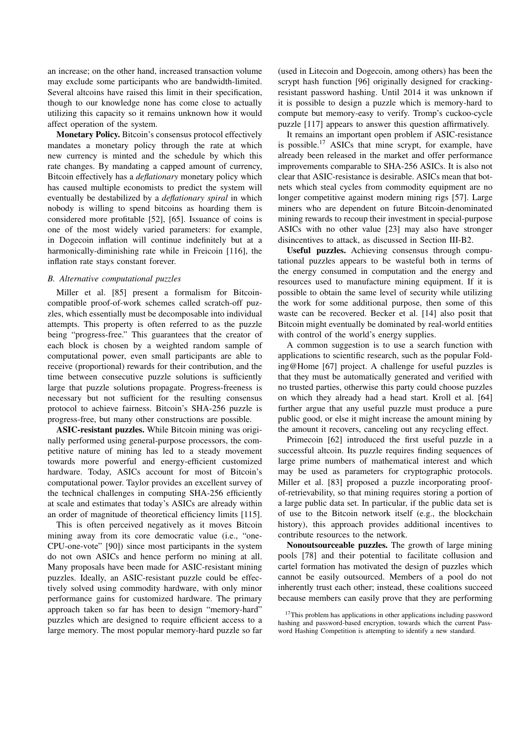an increase; on the other hand, increased transaction volume may exclude some participants who are bandwidth-limited. Several altcoins have raised this limit in their specification, though to our knowledge none has come close to actually utilizing this capacity so it remains unknown how it would affect operation of the system.

**Monetary Policy.** Bitcoin's consensus protocol effectively mandates a monetary policy through the rate at which new currency is minted and the schedule by which this rate changes. By mandating a capped amount of currency, Bitcoin effectively has a *deflationary* monetary policy which has caused multiple economists to predict the system will eventually be destabilized by a *deflationary spiral* in which nobody is willing to spend bitcoins as hoarding them is considered more profitable [52], [65]. Issuance of coins is one of the most widely varied parameters: for example, in Dogecoin inflation will continue indefinitely but at a harmonically-diminishing rate while in Freicoin [116], the inflation rate stays constant forever.

### B. Alternative computational puzzles

Miller et al. [85] present a formalism for Bitcoin-compatible proof-of-work schemes called scratch-off puzzles, which essentially must be decomposable into individual attempts. This property is often referred to as the puzzle being "progress-free." This guarantees that the creator of each block is chosen by a weighted random sample of computational power, even small participants are able to receive (proportional) rewards for their contribution, and the time between consecutive puzzle solutions is sufficiently large that puzzle solutions propagate. Progress-freeness is necessary but not sufficient for the resulting consensus protocol to achieve fairness. Bitcoin's SHA-256 puzzle is progress-free, but many other constructions are possible.

**ASIC-resistant puzzles.** While Bitcoin mining was originally performed using general-purpose processors, the competitive nature of mining has led to a steady movement towards more powerful and energy-efficient customized hardware. Today, ASICs account for most of Bitcoin's computational power. Taylor provides an excellent survey of the technical challenges in computing SHA-256 efficiently at scale and estimates that today's ASICs are already within an order of magnitude of theoretical efficiency limits [115].

This is often perceived negatively as it moves Bitcoin mining away from its core democratic value (i.e., "one-CPU-one-vote" [90]) since most participants in the system do not own ASICs and hence perform no mining at all. Many proposals have been made for ASIC-resistant mining puzzles. Ideally, an ASIC-resistant puzzle could be effectively solved using commodity hardware, with only minor performance gains for customized hardware. The primary approach taken so far has been to design "memory-hard" puzzles which are designed to require efficient access to a large memory. The most popular memory-hard puzzle so far (used in Litecoin and Dogecoin, among others) has been the scrypt hash function [96] originally designed for cracking-resistant password hashing. Until 2014 it was unknown if it is possible to design a puzzle which is memory-hard to compute but memory-easy to verify. Tromp's cuckoo-cycle puzzle [117] appears to answer this question affirmatively.

It remains an important open problem if ASIC-resistance is possible.[17] ASICs that mine scrypt, for example, have already been released in the market and offer performance improvements comparable to SHA-256 ASICs. It is also not clear that ASIC-resistance is desirable. ASICs mean that botnets which steal cycles from commodity equipment are no longer competitive against modern mining rigs [57]. Large miners who are dependent on future Bitcoin-denominated mining rewards to recoup their investment in special-purpose ASICs with no other value [23] may also have stronger disincentives to attack, as discussed in Section III-B2.

**Useful puzzles.** Achieving consensus through computational puzzles appears to be wasteful both in terms of the energy consumed in computation and the energy and resources used to manufacture mining equipment. If it is possible to obtain the same level of security while utilizing the work for some additional purpose, then some of this waste can be recovered. Becker et al. [14] also posit that Bitcoin might eventually be dominated by real-world entities with control of the world's energy supplies.

A common suggestion is to use a search function with applications to scientific research, such as the popular Folding@Home [67] project. A challenge for useful puzzles is that they must be automatically generated and verified with no trusted parties, otherwise this party could choose puzzles on which they already had a head start. Kroll et al. [64] further argue that any useful puzzle must produce a pure public good, or else it might increase the amount mining by the amount it recovers, canceling out any recycling effect.

Primecoin [62] introduced the first useful puzzle in a successful altcoin. Its puzzle requires finding sequences of large prime numbers of mathematical interest and which may be used as parameters for cryptographic protocols. Miller et al. [83] proposed a puzzle incorporating proof-of-retrievability, so that mining requires storing a portion of a large public data set. In particular, if the public data set is of use to the Bitcoin network itself (e.g., the blockchain history), this approach provides additional incentives to contribute resources to the network.

**Nonoutsourceable puzzles.** The growth of large mining pools [78] and their potential to facilitate collusion and cartel formation has motivated the design of puzzles which cannot be easily outsourced. Members of a pool do not inherently trust each other; instead, these coalitions succeed because members can easily prove that they are performing

[17] This problem has applications in other applications including password hashing and password-based encryption, towards which the current Password Hashing Competition is attempting to identify a new standard.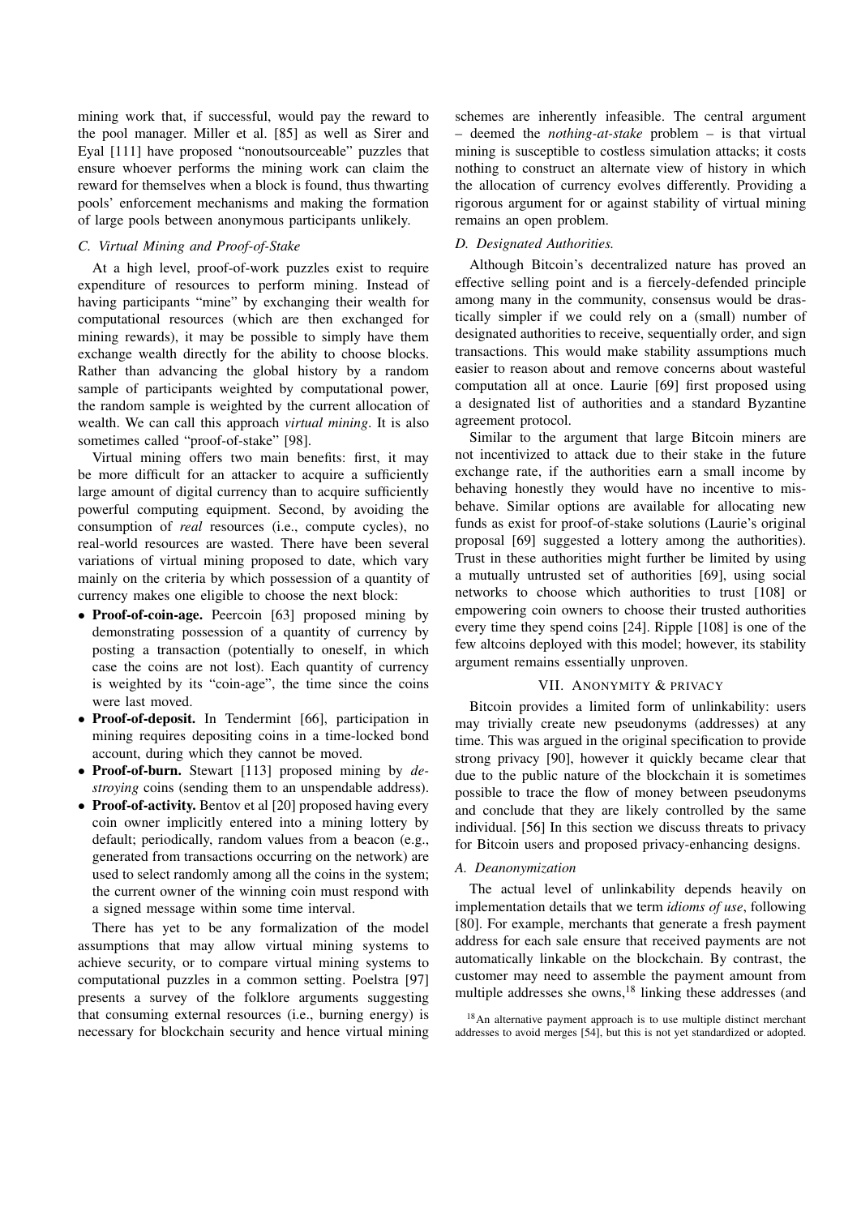mining work that, if successful, would pay the reward to the pool manager. Miller et al. [85] as well as Sirer and Eyal [111] have proposed "nonoutsourceable" puzzles that ensure whoever performs the mining work can claim the reward for themselves when a block is found, thus thwarting pools' enforcement mechanisms and making the formation of large pools between anonymous participants unlikely.

### C. Virtual Mining and Proof-of-Stake

At a high level, proof-of-work puzzles exist to require expenditure of resources to perform mining. Instead of having participants "mine" by exchanging their wealth for computational resources (which are then exchanged for mining rewards), it may be possible to simply have them exchange wealth directly for the ability to choose blocks. Rather than advancing the global history by a random sample of participants weighted by computational power, the random sample is weighted by the current allocation of wealth. We can call this approach *virtual mining*. It is also sometimes called "proof-of-stake" [98].

Virtual mining offers two main benefits: first, it may be more difficult for an attacker to acquire a sufficiently large amount of digital currency than to acquire sufficiently powerful computing equipment. Second, by avoiding the consumption of *real* resources (i.e., compute cycles), no real-world resources are wasted. There have been several variations of virtual mining proposed to date, which vary mainly on the criteria by which possession of a quantity of currency makes one eligible to choose the next block:

- **Proof-of-coin-age.** Peercoin [63] proposed mining by demonstrating possession of a quantity of currency by posting a transaction (potentially to oneself, in which case the coins are not lost). Each quantity of currency is weighted by its "coin-age", the time since the coins were last moved.
- **Proof-of-deposit.** In Tendermint [66], participation in mining requires depositing coins in a time-locked bond account, during which they cannot be moved.
- **Proof-of-burn.** Stewart [113] proposed mining by *destroying* coins (sending them to an unspendable address).
- **Proof-of-activity.** Bentov et al [20] proposed having every coin owner implicitly entered into a mining lottery by default; periodically, random values from a beacon (e.g., generated from transactions occurring on the network) are used to select randomly among all the coins in the system; the current owner of the winning coin must respond with a signed message within some time interval.

There has yet to be any formalization of the model assumptions that may allow virtual mining systems to achieve security, or to compare virtual mining systems to computational puzzles in a common setting. Poelstra [97] presents a survey of the folklore arguments suggesting that consuming external resources (i.e., burning energy) is necessary for blockchain security and hence virtual mining schemes are inherently infeasible. The central argument – deemed the *nothing-at-stake* problem – is that virtual mining is susceptible to costless simulation attacks; it costs nothing to construct an alternate view of history in which the allocation of currency evolves differently. Providing a rigorous argument for or against stability of virtual mining remains an open problem.

### D. Designated Authorities.

Although Bitcoin's decentralized nature has proved an effective selling point and is a fiercely-defended principle among many in the community, consensus would be drastically simpler if we could rely on a (small) number of designated authorities to receive, sequentially order, and sign transactions. This would make stability assumptions much easier to reason about and remove concerns about wasteful computation all at once. Laurie [69] first proposed using a designated list of authorities and a standard Byzantine agreement protocol.

Similar to the argument that large Bitcoin miners are not incentivized to attack due to their stake in the future exchange rate, if the authorities earn a small income by behaving honestly they would have no incentive to misbehave. Similar options are available for allocating new funds as exist for proof-of-stake solutions (Laurie's original proposal [69] suggested a lottery among the authorities). Trust in these authorities might further be limited by using a mutually untrusted set of authorities [69], using social networks to choose which authorities to trust [108] or empowering coin owners to choose their trusted authorities every time they spend coins [24]. Ripple [108] is one of the few altcoins deployed with this model; however, its stability argument remains essentially unproven.

## VII. Anonymity & Privacy

Bitcoin provides a limited form of unlinkability: users may trivially create new pseudonyms (addresses) at any time. This was argued in the original specification to provide strong privacy [90], however it quickly became clear that due to the public nature of the blockchain it is sometimes possible to trace the flow of money between pseudonyms and conclude that they are likely controlled by the same individual. [56] In this section we discuss threats to privacy for Bitcoin users and proposed privacy-enhancing designs.

### A. Deanonymization

The actual level of unlinkability depends heavily on implementation details that we term *idioms of use*, following [80]. For example, merchants that generate a fresh payment address for each sale ensure that received payments are not automatically linkable on the blockchain. By contrast, the customer may need to assemble the payment amount from multiple addresses she owns,[18] linking these addresses (and

[18] An alternative payment approach is to use multiple distinct merchant addresses to avoid merges [54], but this is not yet standardized or adopted.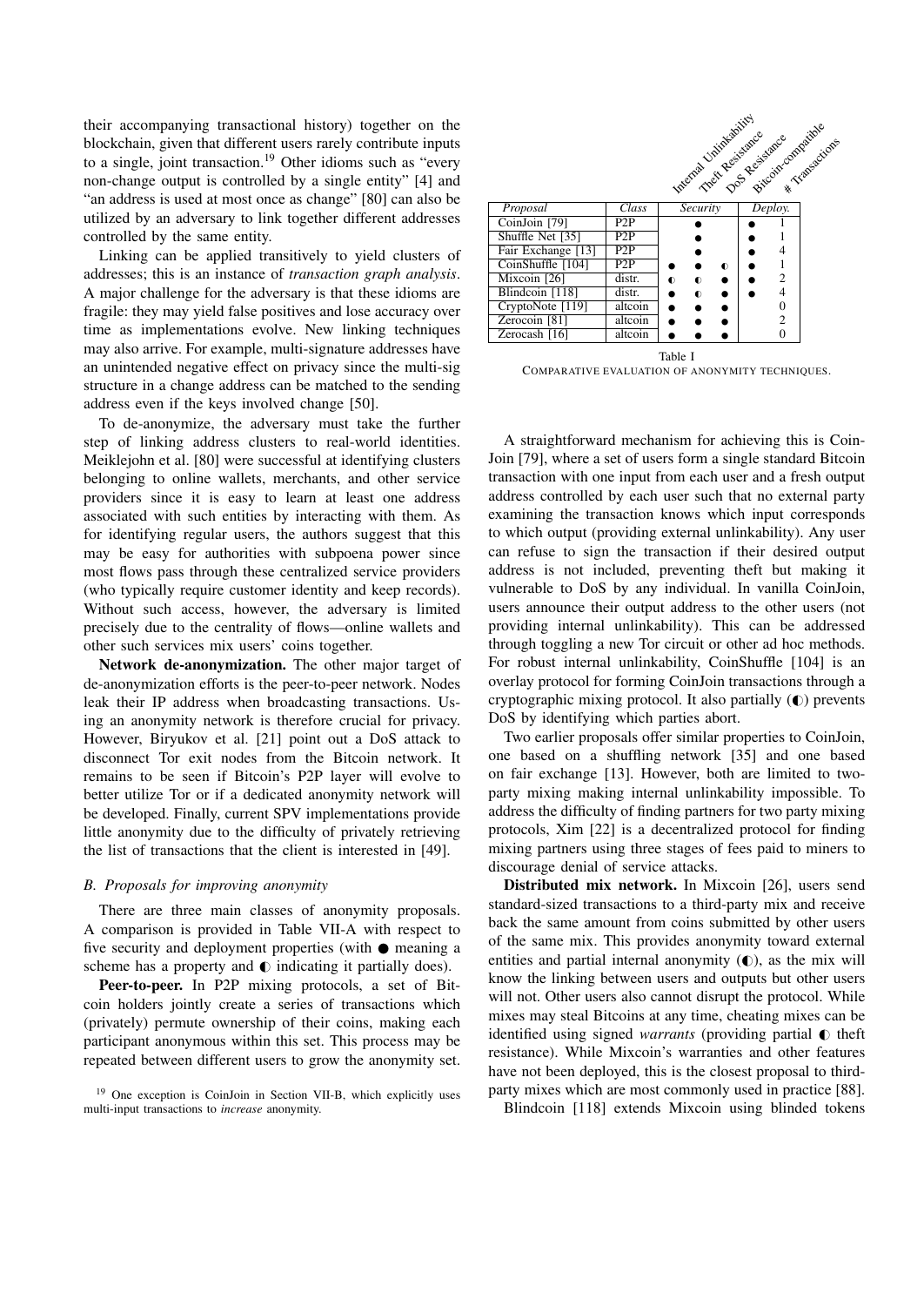their accompanying transactional history) together on the blockchain, given that different users rarely contribute inputs to a single, joint transaction.[19] Other idioms such as "every non-change output is controlled by a single entity" [4] and "an address is used at most once as change" [80] can also be utilized by an adversary to link together different addresses controlled by the same entity.

Linking can be applied transitively to yield clusters of addresses; this is an instance of *transaction graph analysis*. A major challenge for the adversary is that these idioms are fragile: they may yield false positives and lose accuracy over time as implementations evolve. New linking techniques may also arrive. For example, multi-signature addresses have an unintended negative effect on privacy since the multi-sig structure in a change address can be matched to the sending address even if the keys involved change [50].

To de-anonymize, the adversary must take the further step of linking address clusters to real-world identities. Meiklejohn et al. [80] were successful at identifying clusters belonging to online wallets, merchants, and other service providers since it is easy to learn at least one address associated with such entities by interacting with them. As for identifying regular users, the authors suggest that this may be easy for authorities with subpoena power since most flows pass through these centralized service providers (who typically require customer identity and keep records). Without such access, however, the adversary is limited precisely due to the centrality of flows—online wallets and other such services mix users' coins together.

**Network de-anonymization.** The other major target of de-anonymization efforts is the peer-to-peer network. Nodes leak their IP address when broadcasting transactions. Using an anonymity network is therefore crucial for privacy. However, Biryukov et al. [21] point out a DoS attack to disconnect Tor exit nodes from the Bitcoin network. It remains to be seen if Bitcoin's P2P layer will evolve to better utilize Tor or if a dedicated anonymity network will be developed. Finally, current SPV implementations provide little anonymity due to the difficulty of privately retrieving the list of transactions that the client is interested in [49].

### *B. Proposals for improving anonymity*

There are three main classes of anonymity proposals. A comparison is provided in Table VII-A with respect to five security and deployment properties (with ● meaning a scheme has a property and ◐ indicating it partially does).

**Peer-to-peer.** In P2P mixing protocols, a set of Bitcoin holders jointly create a series of transactions which (privately) permute ownership of their coins, making each participant anonymous within this set. This process may be repeated between different users to grow the anonymity set.

[19] One exception is CoinJoin in Section VII-B, which explicitly uses multi-input transactions to *increase* anonymity.

| *Proposal* | *Class* | *Security* | | | *Deploy.* | |
|---|---|---|---|---|---|---|
| | | Internal Unlinkability | Theft Resistance | DoS Resistance | Bitcoin-compatible | # Transactions |
| CoinJoin [79] | P2P | | ● | | ● | 1 |
| Shuffle Net [35] | P2P | | ● | | ● | 1 |
| Fair Exchange [13] | P2P | | ● | | ● | 4 |
| CoinShuffle [104] | P2P | ● | ● | ◐ | ● | 1 |
| Mixcoin [26] | distr. | ◐ | ◐ | ● | ● | 2 |
| Blindcoin [118] | distr. | ● | ◐ | ● | ● | 4 |
| CryptoNote [119] | altcoin | ● | ● | ● | | 0 |
| Zerocoin [81] | altcoin | ● | ● | ● | | 2 |
| Zerocash [16] | altcoin | ● | ● | ● | | 0 |

Table I

COMPARATIVE EVALUATION OF ANONYMITY TECHNIQUES.

A straightforward mechanism for achieving this is CoinJoin [79], where a set of users form a single standard Bitcoin transaction with one input from each user and a fresh output address controlled by each user such that no external party examining the transaction knows which input corresponds to which output (providing external unlinkability). Any user can refuse to sign the transaction if their desired output address is not included, preventing theft but making it vulnerable to DoS by any individual. In vanilla CoinJoin, users announce their output address to the other users (not providing internal unlinkability). This can be addressed through toggling a new Tor circuit or other ad hoc methods. For robust internal unlinkability, CoinShuffle [104] is an overlay protocol for forming CoinJoin transactions through a cryptographic mixing protocol. It also partially (◐) prevents DoS by identifying which parties abort.

Two earlier proposals offer similar properties to CoinJoin, one based on a shuffling network [35] and one based on fair exchange [13]. However, both are limited to two-party mixing making internal unlinkability impossible. To address the difficulty of finding partners for two party mixing protocols, Xim [22] is a decentralized protocol for finding mixing partners using three stages of fees paid to miners to discourage denial of service attacks.

**Distributed mix network.** In Mixcoin [26], users send standard-sized transactions to a third-party mix and receive back the same amount from coins submitted by other users of the same mix. This provides anonymity toward external entities and partial internal anonymity (◐), as the mix will know the linking between users and outputs but other users will not. Other users also cannot disrupt the protocol. While mixes may steal Bitcoins at any time, cheating mixes can be identified using signed *warrants* (providing partial ◐ theft resistance). While Mixcoin's warranties and other features have not been deployed, this is the closest proposal to third-party mixes which are most commonly used in practice [88].

Blindcoin [118] extends Mixcoin using blinded tokens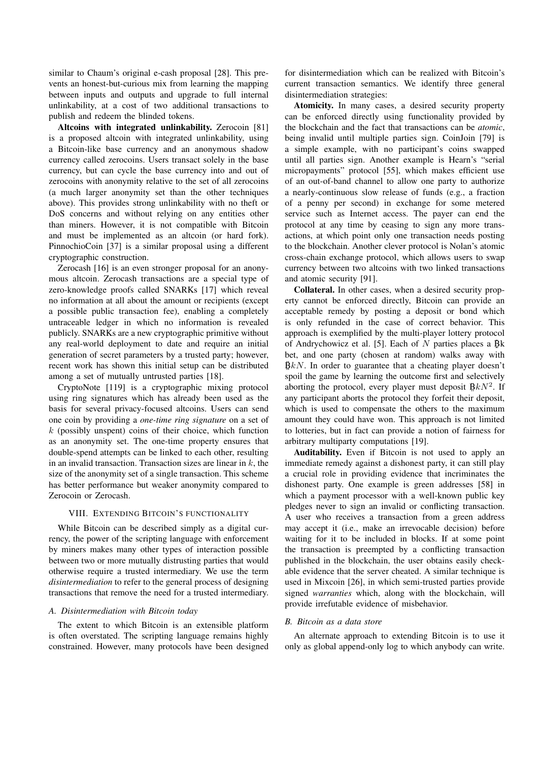similar to Chaum's original e-cash proposal [28]. This prevents an honest-but-curious mix from learning the mapping between inputs and outputs and upgrade to full internal unlinkability, at a cost of two additional transactions to publish and redeem the blinded tokens.

**Altcoins with integrated unlinkability.** Zerocoin [81] is a proposed altcoin with integrated unlinkability, using a Bitcoin-like base currency and an anonymous shadow currency called zerocoins. Users transact solely in the base currency, but can cycle the base currency into and out of zerocoins with anonymity relative to the set of all zerocoins (a much larger anonymity set than the other techniques above). This provides strong unlinkability with no theft or DoS concerns and without relying on any entities other than miners. However, it is not compatible with Bitcoin and must be implemented as an altcoin (or hard fork). PinnochioCoin [37] is a similar proposal using a different cryptographic construction.

Zerocash [16] is an even stronger proposal for an anonymous altcoin. Zerocash transactions are a special type of zero-knowledge proofs called SNARKs [17] which reveal no information at all about the amount or recipients (except a possible public transaction fee), enabling a completely untraceable ledger in which no information is revealed publicly. SNARKs are a new cryptographic primitive without any real-world deployment to date and require an initial generation of secret parameters by a trusted party; however, recent work has shown this initial setup can be distributed among a set of mutually untrusted parties [18].

CryptoNote [119] is a cryptographic mixing protocol using ring signatures which has already been used as the basis for several privacy-focused altcoins. Users can send one coin by providing a *one-time ring signature* on a set of $k$ (possibly unspent) coins of their choice, which function as an anonymity set. The one-time property ensures that double-spend attempts can be linked to each other, resulting in an invalid transaction. Transaction sizes are linear in $k$, the size of the anonymity set of a single transaction. This scheme has better performance but weaker anonymity compared to Zerocoin or Zerocash.

## VIII. Extending Bitcoin's functionality

While Bitcoin can be described simply as a digital currency, the power of the scripting language with enforcement by miners makes many other types of interaction possible between two or more mutually distrusting parties that would otherwise require a trusted intermediary. We use the term *disintermediation* to refer to the general process of designing transactions that remove the need for a trusted intermediary.

### A. Disintermediation with Bitcoin today

The extent to which Bitcoin is an extensible platform is often overstated. The scripting language remains highly constrained. However, many protocols have been designed for disintermediation which can be realized with Bitcoin's current transaction semantics. We identify three general disintermediation strategies:

**Atomicity.** In many cases, a desired security property can be enforced directly using functionality provided by the blockchain and the fact that transactions can be *atomic*, being invalid until multiple parties sign. CoinJoin [79] is a simple example, with no participant's coins swapped until all parties sign. Another example is Hearn's "serial micropayments" protocol [55], which makes efficient use of an out-of-band channel to allow one party to authorize a nearly-continuous slow release of funds (e.g., a fraction of a penny per second) in exchange for some metered service such as Internet access. The payer can end the protocol at any time by ceasing to sign any more transactions, at which point only one transaction needs posting to the blockchain. Another clever protocol is Nolan's atomic cross-chain exchange protocol, which allows users to swap currency between two altcoins with two linked transactions and atomic security [91].

**Collateral.** In other cases, when a desired security property cannot be enforced directly, Bitcoin can provide an acceptable remedy by posting a deposit or bond which is only refunded in the case of correct behavior. This approach is exemplified by the multi-player lottery protocol of Andrychowicz et al. [5]. Each of $N$ parties places a Ƀk bet, and one party (chosen at random) walks away with Ƀ$kN$. In order to guarantee that a cheating player doesn't spoil the game by learning the outcome first and selectively aborting the protocol, every player must deposit Ƀ$kN^2$. If any participant aborts the protocol they forfeit their deposit, which is used to compensate the others to the maximum amount they could have won. This approach is not limited to lotteries, but in fact can provide a notion of fairness for arbitrary multiparty computations [19].

**Auditability.** Even if Bitcoin is not used to apply an immediate remedy against a dishonest party, it can still play a crucial role in providing evidence that incriminates the dishonest party. One example is green addresses [58] in which a payment processor with a well-known public key pledges never to sign an invalid or conflicting transaction. A user who receives a transaction from a green address may accept it (i.e., make an irrevocable decision) before waiting for it to be included in blocks. If at some point the transaction is preempted by a conflicting transaction published in the blockchain, the user obtains easily checkable evidence that the server cheated. A similar technique is used in Mixcoin [26], in which semi-trusted parties provide signed *warranties* which, along with the blockchain, will provide irrefutable evidence of misbehavior.

### B. Bitcoin as a data store

An alternate approach to extending Bitcoin is to use it only as global append-only log to which anybody can write.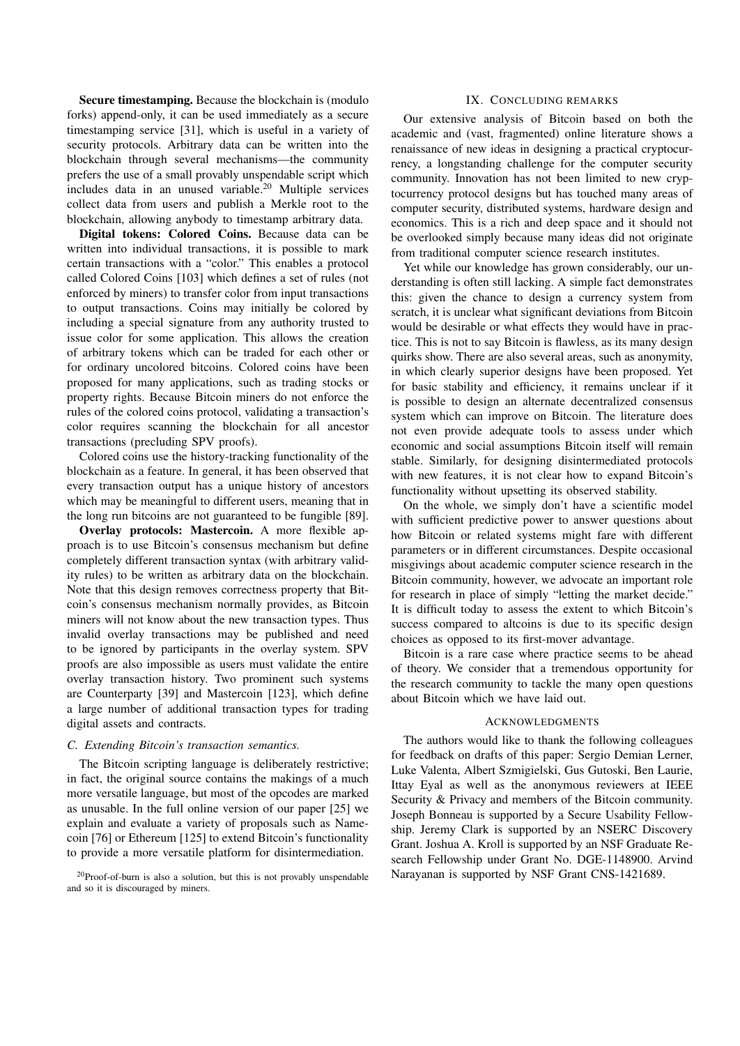**Secure timestamping.** Because the blockchain is (modulo forks) append-only, it can be used immediately as a secure timestamping service [31], which is useful in a variety of security protocols. Arbitrary data can be written into the blockchain through several mechanisms—the community prefers the use of a small provably unspendable script which includes data in an unused variable.[20] Multiple services collect data from users and publish a Merkle root to the blockchain, allowing anybody to timestamp arbitrary data.

**Digital tokens: Colored Coins.** Because data can be written into individual transactions, it is possible to mark certain transactions with a "color." This enables a protocol called Colored Coins [103] which defines a set of rules (not enforced by miners) to transfer color from input transactions to output transactions. Coins may initially be colored by including a special signature from any authority trusted to issue color for some application. This allows the creation of arbitrary tokens which can be traded for each other or for ordinary uncolored bitcoins. Colored coins have been proposed for many applications, such as trading stocks or property rights. Because Bitcoin miners do not enforce the rules of the colored coins protocol, validating a transaction's color requires scanning the blockchain for all ancestor transactions (precluding SPV proofs).

Colored coins use the history-tracking functionality of the blockchain as a feature. In general, it has been observed that every transaction output has a unique history of ancestors which may be meaningful to different users, meaning that in the long run bitcoins are not guaranteed to be fungible [89].

**Overlay protocols: Mastercoin.** A more flexible approach is to use Bitcoin's consensus mechanism but define completely different transaction syntax (with arbitrary validity rules) to be written as arbitrary data on the blockchain. Note that this design removes correctness property that Bitcoin's consensus mechanism normally provides, as Bitcoin miners will not know about the new transaction types. Thus invalid overlay transactions may be published and need to be ignored by participants in the overlay system. SPV proofs are also impossible as users must validate the entire overlay transaction history. Two prominent such systems are Counterparty [39] and Mastercoin [123], which define a large number of additional transaction types for trading digital assets and contracts.

### *C. Extending Bitcoin's transaction semantics.*

The Bitcoin scripting language is deliberately restrictive; in fact, the original source contains the makings of a much more versatile language, but most of the opcodes are marked as unusable. In the full online version of our paper [25] we explain and evaluate a variety of proposals such as Namecoin [76] or Ethereum [125] to extend Bitcoin's functionality to provide a more versatile platform for disintermediation.

[20] Proof-of-burn is also a solution, but this is not provably unspendable and so it is discouraged by miners.

## IX. Concluding remarks

Our extensive analysis of Bitcoin based on both the academic and (vast, fragmented) online literature shows a renaissance of new ideas in designing a practical cryptocurrency, a longstanding challenge for the computer security community. Innovation has not been limited to new cryptocurrency protocol designs but has touched many areas of computer security, distributed systems, hardware design and economics. This is a rich and deep space and it should not be overlooked simply because many ideas did not originate from traditional computer science research institutes.

Yet while our knowledge has grown considerably, our understanding is often still lacking. A simple fact demonstrates this: given the chance to design a currency system from scratch, it is unclear what significant deviations from Bitcoin would be desirable or what effects they would have in practice. This is not to say Bitcoin is flawless, as its many design quirks show. There are also several areas, such as anonymity, in which clearly superior designs have been proposed. Yet for basic stability and efficiency, it remains unclear if it is possible to design an alternate decentralized consensus system which can improve on Bitcoin. The literature does not even provide adequate tools to assess under which economic and social assumptions Bitcoin itself will remain stable. Similarly, for designing disintermediated protocols with new features, it is not clear how to expand Bitcoin's functionality without upsetting its observed stability.

On the whole, we simply don't have a scientific model with sufficient predictive power to answer questions about how Bitcoin or related systems might fare with different parameters or in different circumstances. Despite occasional misgivings about academic computer science research in the Bitcoin community, however, we advocate an important role for research in place of simply "letting the market decide." It is difficult today to assess the extent to which Bitcoin's success compared to altcoins is due to its specific design choices as opposed to its first-mover advantage.

Bitcoin is a rare case where practice seems to be ahead of theory. We consider that a tremendous opportunity for the research community to tackle the many open questions about Bitcoin which we have laid out.

## Acknowledgments

The authors would like to thank the following colleagues for feedback on drafts of this paper: Sergio Demian Lerner, Luke Valenta, Albert Szmigielski, Gus Gutoski, Ben Laurie, Ittay Eyal as well as the anonymous reviewers at IEEE Security & Privacy and members of the Bitcoin community. Joseph Bonneau is supported by a Secure Usability Fellowship. Jeremy Clark is supported by an NSERC Discovery Grant. Joshua A. Kroll is supported by an NSF Graduate Research Fellowship under Grant No. DGE-1148900. Arvind Narayanan is supported by NSF Grant CNS-1421689.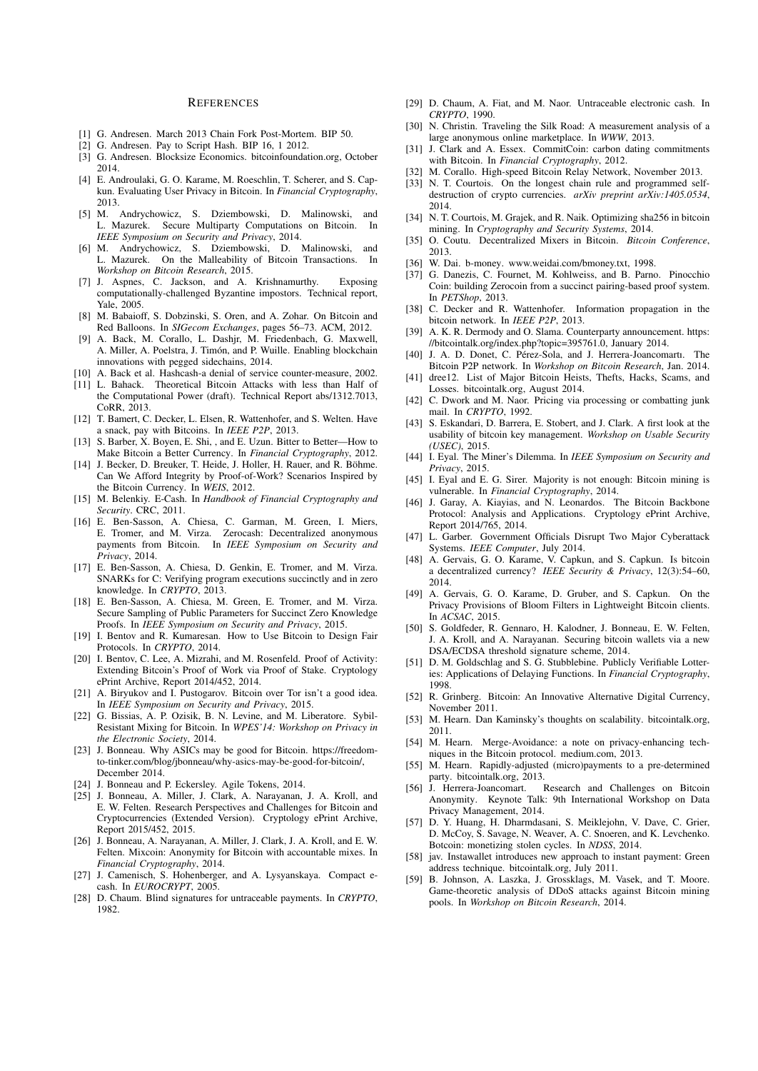# References

[1] G. Andresen. March 2013 Chain Fork Post-Mortem. BIP 50.

[2] G. Andresen. Pay to Script Hash. BIP 16, 1 2012.

[3] G. Andresen. Blocksize Economics. bitcoinfoundation.org, October 2014.

[4] E. Androulaki, G. O. Karame, M. Roeschlin, T. Scherer, and S. Capkun. Evaluating User Privacy in Bitcoin. In *Financial Cryptography*, 2013.

[5] M. Andrychowicz, S. Dziembowski, D. Malinowski, and L. Mazurek. Secure Multiparty Computations on Bitcoin. In *IEEE Symposium on Security and Privacy*, 2014.

[6] M. Andrychowicz, S. Dziembowski, D. Malinowski, and L. Mazurek. On the Malleability of Bitcoin Transactions. In *Workshop on Bitcoin Research*, 2015.

[7] J. Aspnes, C. Jackson, and A. Krishnamurthy. Exposing computationally-challenged Byzantine impostors. Technical report, Yale, 2005.

[8] M. Babaioff, S. Dobzinski, S. Oren, and A. Zohar. On Bitcoin and Red Balloons. In *SIGecom Exchanges*, pages 56–73. ACM, 2012.

[9] A. Back, M. Corallo, L. Dashjr, M. Friedenbach, G. Maxwell, A. Miller, A. Poelstra, J. Timón, and P. Wuille. Enabling blockchain innovations with pegged sidechains, 2014.

[10] A. Back et al. Hashcash-a denial of service counter-measure, 2002.

[11] L. Bahack. Theoretical Bitcoin Attacks with less than Half of the Computational Power (draft). Technical Report abs/1312.7013, CoRR, 2013.

[12] T. Bamert, C. Decker, L. Elsen, R. Wattenhofer, and S. Welten. Have a snack, pay with Bitcoins. In *IEEE P2P*, 2013.

[13] S. Barber, X. Boyen, E. Shi, , and E. Uzun. Bitter to Better—How to Make Bitcoin a Better Currency. In *Financial Cryptography*, 2012.

[14] J. Becker, D. Breuker, T. Heide, J. Holler, H. Rauer, and R. Böhme. Can We Afford Integrity by Proof-of-Work? Scenarios Inspired by the Bitcoin Currency. In *WEIS*, 2012.

[15] M. Belenkiy. E-Cash. In *Handbook of Financial Cryptography and Security*. CRC, 2011.

[16] E. Ben-Sasson, A. Chiesa, C. Garman, M. Green, I. Miers, E. Tromer, and M. Virza. Zerocash: Decentralized anonymous payments from Bitcoin. In *IEEE Symposium on Security and Privacy*, 2014.

[17] E. Ben-Sasson, A. Chiesa, D. Genkin, E. Tromer, and M. Virza. SNARKs for C: Verifying program executions succinctly and in zero knowledge. In *CRYPTO*, 2013.

[18] E. Ben-Sasson, A. Chiesa, M. Green, E. Tromer, and M. Virza. Secure Sampling of Public Parameters for Succinct Zero Knowledge Proofs. In *IEEE Symposium on Security and Privacy*, 2015.

[19] I. Bentov and R. Kumaresan. How to Use Bitcoin to Design Fair Protocols. In *CRYPTO*, 2014.

[20] I. Bentov, C. Lee, A. Mizrahi, and M. Rosenfeld. Proof of Activity: Extending Bitcoin's Proof of Work via Proof of Stake. Cryptology ePrint Archive, Report 2014/452, 2014.

[21] A. Biryukov and I. Pustogarov. Bitcoin over Tor isn't a good idea. In *IEEE Symposium on Security and Privacy*, 2015.

[22] G. Bissias, A. P. Ozisik, B. N. Levine, and M. Liberatore. Sybil-Resistant Mixing for Bitcoin. In *WPES'14: Workshop on Privacy in the Electronic Society*, 2014.

[23] J. Bonneau. Why ASICs may be good for Bitcoin. https://freedom-to-tinker.com/blog/jbonneau/why-asics-may-be-good-for-bitcoin/, December 2014.

[24] J. Bonneau and P. Eckersley. Agile Tokens, 2014.

[25] J. Bonneau, A. Miller, J. Clark, A. Narayanan, J. A. Kroll, and E. W. Felten. Research Perspectives and Challenges for Bitcoin and Cryptocurrencies (Extended Version). Cryptology ePrint Archive, Report 2015/452, 2015.

[26] J. Bonneau, A. Narayanan, A. Miller, J. Clark, J. A. Kroll, and E. W. Felten. Mixcoin: Anonymity for Bitcoin with accountable mixes. In *Financial Cryptography*, 2014.

[27] J. Camenisch, S. Hohenberger, and A. Lysyanskaya. Compact e-cash. In *EUROCRYPT*, 2005.

[28] D. Chaum. Blind signatures for untraceable payments. In *CRYPTO*, 1982.

[29] D. Chaum, A. Fiat, and M. Naor. Untraceable electronic cash. In *CRYPTO*, 1990.

[30] N. Christin. Traveling the Silk Road: A measurement analysis of a large anonymous online marketplace. In *WWW*, 2013.

[31] J. Clark and A. Essex. CommitCoin: carbon dating commitments with Bitcoin. In *Financial Cryptography*, 2012.

[32] M. Corallo. High-speed Bitcoin Relay Network, November 2013.

[33] N. T. Courtois. On the longest chain rule and programmed self-destruction of crypto currencies. *arXiv preprint arXiv:1405.0534*, 2014.

[34] N. T. Courtois, M. Grajek, and R. Naik. Optimizing sha256 in bitcoin mining. In *Cryptography and Security Systems*, 2014.

[35] O. Coutu. Decentralized Mixers in Bitcoin. *Bitcoin Conference*, 2013.

[36] W. Dai. b-money. www.weidai.com/bmoney.txt, 1998.

[37] G. Danezis, C. Fournet, M. Kohlweiss, and B. Parno. Pinocchio Coin: building Zerocoin from a succinct pairing-based proof system. In *PETShop*, 2013.

[38] C. Decker and R. Wattenhofer. Information propagation in the bitcoin network. In *IEEE P2P*, 2013.

[39] A. K. R. Dermody and O. Slama. Counterparty announcement. https://bitcointalk.org/index.php?topic=395761.0, January 2014.

[40] J. A. D. Donet, C. Pérez-Sola, and J. Herrera-Joancomartı. The Bitcoin P2P network. In *Workshop on Bitcoin Research*, Jan. 2014.

[41] dree12. List of Major Bitcoin Heists, Thefts, Hacks, Scams, and Losses. bitcointalk.org, August 2014.

[42] C. Dwork and M. Naor. Pricing via processing or combatting junk mail. In *CRYPTO*, 1992.

[43] S. Eskandari, D. Barrera, E. Stobert, and J. Clark. A first look at the usability of bitcoin key management. *Workshop on Usable Security (USEC)*, 2015.

[44] I. Eyal. The Miner's Dilemma. In *IEEE Symposium on Security and Privacy*, 2015.

[45] I. Eyal and E. G. Sirer. Majority is not enough: Bitcoin mining is vulnerable. In *Financial Cryptography*, 2014.

[46] J. Garay, A. Kiayias, and N. Leonardos. The Bitcoin Backbone Protocol: Analysis and Applications. Cryptology ePrint Archive, Report 2014/765, 2014.

[47] L. Garber. Government Officials Disrupt Two Major Cyberattack Systems. *IEEE Computer*, July 2014.

[48] A. Gervais, G. O. Karame, V. Capkun, and S. Capkun. Is bitcoin a decentralized currency? *IEEE Security & Privacy*, 12(3):54–60, 2014.

[49] A. Gervais, G. O. Karame, D. Gruber, and S. Capkun. On the Privacy Provisions of Bloom Filters in Lightweight Bitcoin clients. In *ACSAC*, 2015.

[50] S. Goldfeder, R. Gennaro, H. Kalodner, J. Bonneau, E. W. Felten, J. A. Kroll, and A. Narayanan. Securing bitcoin wallets via a new DSA/ECDSA threshold signature scheme, 2014.

[51] D. M. Goldschlag and S. G. Stubblebine. Publicly Verifiable Lotteries: Applications of Delaying Functions. In *Financial Cryptography*, 1998.

[52] R. Grinberg. Bitcoin: An Innovative Alternative Digital Currency, November 2011.

[53] M. Hearn. Dan Kaminsky's thoughts on scalability. bitcointalk.org, 2011.

[54] M. Hearn. Merge-Avoidance: a note on privacy-enhancing techniques in the Bitcoin protocol. medium.com, 2013.

[55] M. Hearn. Rapidly-adjusted (micro)payments to a pre-determined party. bitcointalk.org, 2013.

[56] J. Herrera-Joancomart. Research and Challenges on Bitcoin Anonymity. Keynote Talk: 9th International Workshop on Data Privacy Management, 2014.

[57] D. Y. Huang, H. Dharmdasani, S. Meiklejohn, V. Dave, C. Grier, D. McCoy, S. Savage, N. Weaver, A. C. Snoeren, and K. Levchenko. Botcoin: monetizing stolen cycles. In *NDSS*, 2014.

[58] jav. Instawallet introduces new approach to instant payment: Green address technique. bitcointalk.org, July 2011.

[59] B. Johnson, A. Laszka, J. Grossklags, M. Vasek, and T. Moore. Game-theoretic analysis of DDoS attacks against Bitcoin mining pools. In *Workshop on Bitcoin Research*, 2014.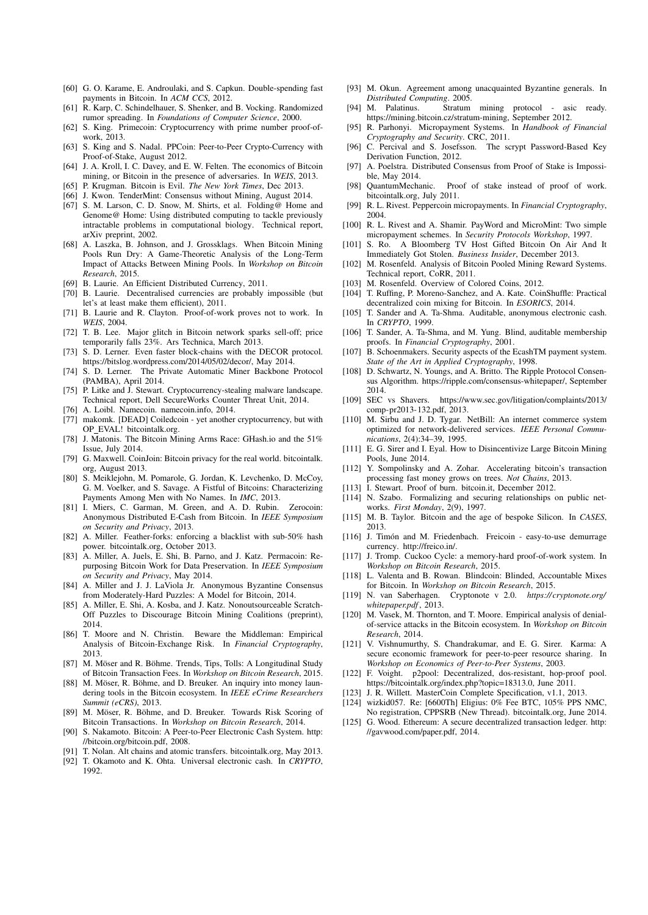[60] G. O. Karame, E. Androulaki, and S. Capkun. Double-spending fast payments in Bitcoin. In *ACM CCS*, 2012.

[61] R. Karp, C. Schindelhauer, S. Shenker, and B. Vocking. Randomized rumor spreading. In *Foundations of Computer Science*, 2000.

[62] S. King. Primecoin: Cryptocurrency with prime number proof-of-work, 2013.

[63] S. King and S. Nadal. PPCoin: Peer-to-Peer Crypto-Currency with Proof-of-Stake, August 2012.

[64] J. A. Kroll, I. C. Davey, and E. W. Felten. The economics of Bitcoin mining, or Bitcoin in the presence of adversaries. In *WEIS*, 2013.

[65] P. Krugman. Bitcoin is Evil. *The New York Times*, Dec 2013.

[66] J. Kwon. TenderMint: Consensus without Mining, August 2014.

[67] S. M. Larson, C. D. Snow, M. Shirts, et al. Folding@ Home and Genome@ Home: Using distributed computing to tackle previously intractable problems in computational biology. Technical report, arXiv preprint, 2002.

[68] A. Laszka, B. Johnson, and J. Grossklags. When Bitcoin Mining Pools Run Dry: A Game-Theoretic Analysis of the Long-Term Impact of Attacks Between Mining Pools. In *Workshop on Bitcoin Research*, 2015.

[69] B. Laurie. An Efficient Distributed Currency, 2011.

[70] B. Laurie. Decentralised currencies are probably impossible (but let's at least make them efficient), 2011.

[71] B. Laurie and R. Clayton. Proof-of-work proves not to work. In *WEIS*, 2004.

[72] T. B. Lee. Major glitch in Bitcoin network sparks sell-off; price temporarily falls 23%. Ars Technica, March 2013.

[73] S. D. Lerner. Even faster block-chains with the DECOR protocol. https://bitslog.wordpress.com/2014/05/02/decor/, May 2014.

[74] S. D. Lerner. The Private Automatic Miner Backbone Protocol (PAMBA), April 2014.

[75] P. Litke and J. Stewart. Cryptocurrency-stealing malware landscape. Technical report, Dell SecureWorks Counter Threat Unit, 2014.

[76] A. Loibl. Namecoin. namecoin.info, 2014.

[77] makomk. [DEAD] Coiledcoin - yet another cryptocurrency, but with OP_EVAL! bitcointalk.org.

[78] J. Matonis. The Bitcoin Mining Arms Race: GHash.io and the 51% Issue, July 2014.

[79] G. Maxwell. CoinJoin: Bitcoin privacy for the real world. bitcointalk.org, August 2013.

[80] S. Meiklejohn, M. Pomarole, G. Jordan, K. Levchenko, D. McCoy, G. M. Voelker, and S. Savage. A Fistful of Bitcoins: Characterizing Payments Among Men with No Names. In *IMC*, 2013.

[81] I. Miers, C. Garman, M. Green, and A. D. Rubin. Zerocoin: Anonymous Distributed E-Cash from Bitcoin. In *IEEE Symposium on Security and Privacy*, 2013.

[82] A. Miller. Feather-forks: enforcing a blacklist with sub-50% hash power. bitcointalk.org, October 2013.

[83] A. Miller, A. Juels, E. Shi, B. Parno, and J. Katz. Permacoin: Repurposing Bitcoin Work for Data Preservation. In *IEEE Symposium on Security and Privacy*, May 2014.

[84] A. Miller and J. J. LaViola Jr. Anonymous Byzantine Consensus from Moderately-Hard Puzzles: A Model for Bitcoin, 2014.

[85] A. Miller, E. Shi, A. Kosba, and J. Katz. Nonoutsourceable Scratch-Off Puzzles to Discourage Bitcoin Mining Coalitions (preprint), 2014.

[86] T. Moore and N. Christin. Beware the Middleman: Empirical Analysis of Bitcoin-Exchange Risk. In *Financial Cryptography*, 2013.

[87] M. Möser and R. Böhme. Trends, Tips, Tolls: A Longitudinal Study of Bitcoin Transaction Fees. In *Workshop on Bitcoin Research*, 2015.

[88] M. Möser, R. Böhme, and D. Breuker. An inquiry into money laundering tools in the Bitcoin ecosystem. In *IEEE eCrime Researchers Summit (eCRS)*, 2013.

[89] M. Möser, R. Böhme, and D. Breuker. Towards Risk Scoring of Bitcoin Transactions. In *Workshop on Bitcoin Research*, 2014.

[90] S. Nakamoto. Bitcoin: A Peer-to-Peer Electronic Cash System. http://bitcoin.org/bitcoin.pdf, 2008.

[91] T. Nolan. Alt chains and atomic transfers. bitcointalk.org, May 2013.

[92] T. Okamoto and K. Ohta. Universal electronic cash. In *CRYPTO*, 1992.

[93] M. Okun. Agreement among unacquainted Byzantine generals. In *Distributed Computing*. 2005.

[94] M. Palatinus. Stratum mining protocol - asic ready. https://mining.bitcoin.cz/stratum-mining, September 2012.

[95] R. Parhonyi. Micropayment Systems. In *Handbook of Financial Cryptography and Security*. CRC, 2011.

[96] C. Percival and S. Josefsson. The scrypt Password-Based Key Derivation Function, 2012.

[97] A. Poelstra. Distributed Consensus from Proof of Stake is Impossible, May 2014.

[98] QuantumMechanic. Proof of stake instead of proof of work. bitcointalk.org, July 2011.

[99] R. L. Rivest. Peppercoin micropayments. In *Financial Cryptography*, 2004.

[100] R. L. Rivest and A. Shamir. PayWord and MicroMint: Two simple micropayment schemes. In *Security Protocols Workshop*, 1997.

[101] S. Ro. A Bloomberg TV Host Gifted Bitcoin On Air And It Immediately Got Stolen. *Business Insider*, December 2013.

[102] M. Rosenfeld. Analysis of Bitcoin Pooled Mining Reward Systems. Technical report, CoRR, 2011.

[103] M. Rosenfeld. Overview of Colored Coins, 2012.

[104] T. Ruffing, P. Moreno-Sanchez, and A. Kate. CoinShuffle: Practical decentralized coin mixing for Bitcoin. In *ESORICS*, 2014.

[105] T. Sander and A. Ta-Shma. Auditable, anonymous electronic cash. In *CRYPTO*, 1999.

[106] T. Sander, A. Ta-Shma, and M. Yung. Blind, auditable membership proofs. In *Financial Cryptography*, 2001.

[107] B. Schoenmakers. Security aspects of the EcashTM payment system. *State of the Art in Applied Cryptography*, 1998.

[108] D. Schwartz, N. Youngs, and A. Britto. The Ripple Protocol Consensus Algorithm. https://ripple.com/consensus-whitepaper/, September 2014.

[109] SEC vs Shavers. https://www.sec.gov/litigation/complaints/2013/comp-pr2013-132.pdf, 2013.

[110] M. Sirbu and J. D. Tygar. NetBill: An internet commerce system optimized for network-delivered services. *IEEE Personal Communications*, 2(4):34–39, 1995.

[111] E. G. Sirer and I. Eyal. How to Disincentivize Large Bitcoin Mining Pools, June 2014.

[112] Y. Sompolinsky and A. Zohar. Accelerating bitcoin's transaction processing fast money grows on trees. *Not Chains*, 2013.

[113] I. Stewart. Proof of burn. bitcoin.it, December 2012.

[114] N. Szabo. Formalizing and securing relationships on public networks. *First Monday*, 2(9), 1997.

[115] M. B. Taylor. Bitcoin and the age of bespoke Silicon. In *CASES*, 2013.

[116] J. Timón and M. Friedenbach. Freicoin - easy-to-use demurrage currency. http://freico.in/.

[117] J. Tromp. Cuckoo Cycle: a memory-hard proof-of-work system. In *Workshop on Bitcoin Research*, 2015.

[118] L. Valenta and B. Rowan. Blindcoin: Blinded, Accountable Mixes for Bitcoin. In *Workshop on Bitcoin Research*, 2015.

[119] N. van Saberhagen. Cryptonote v 2.0. *https://cryptonote.org/whitepaper.pdf*, 2013.

[120] M. Vasek, M. Thornton, and T. Moore. Empirical analysis of denial-of-service attacks in the Bitcoin ecosystem. In *Workshop on Bitcoin Research*, 2014.

[121] V. Vishnumurthy, S. Chandrakumar, and E. G. Sirer. Karma: A secure economic framework for peer-to-peer resource sharing. In *Workshop on Economics of Peer-to-Peer Systems*, 2003.

[122] F. Voight. p2pool: Decentralized, dos-resistant, hop-proof pool. https://bitcointalk.org/index.php?topic=18313.0, June 2011.

[123] J. R. Willett. MasterCoin Complete Specification, v1.1, 2013.

[124] wizkid057. Re: [6600Th] Eligius: 0% Fee BTC, 105% PPS NMC, No registration, CPPSRB (New Thread). bitcointalk.org, June 2014.

[125] G. Wood. Ethereum: A secure decentralized transaction ledger. http://gavwood.com/paper.pdf, 2014.